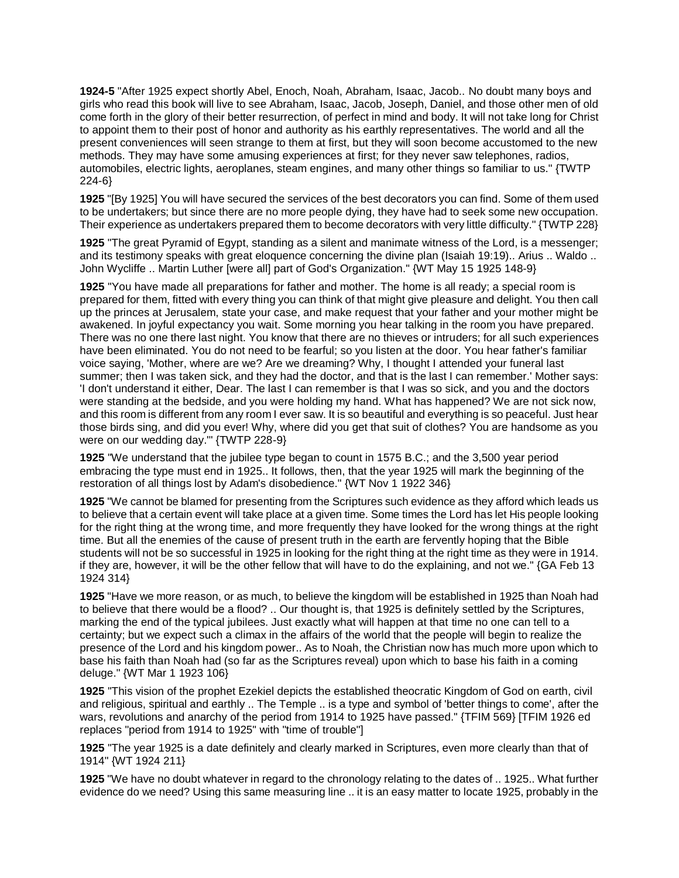**1924-5** "After 1925 expect shortly Abel, Enoch, Noah, Abraham, Isaac, Jacob.. No doubt many boys and girls who read this book will live to see Abraham, Isaac, Jacob, Joseph, Daniel, and those other men of old come forth in the glory of their better resurrection, of perfect in mind and body. It will not take long for Christ to appoint them to their post of honor and authority as his earthly representatives. The world and all the present conveniences will seen strange to them at first, but they will soon become accustomed to the new methods. They may have some amusing experiences at first; for they never saw telephones, radios, automobiles, electric lights, aeroplanes, steam engines, and many other things so familiar to us." {TWTP 224-6}

**1925** "[By 1925] You will have secured the services of the best decorators you can find. Some of them used to be undertakers; but since there are no more people dying, they have had to seek some new occupation. Their experience as undertakers prepared them to become decorators with very little difficulty." {TWTP 228}

**1925** "The great Pyramid of Egypt, standing as a silent and manimate witness of the Lord, is a messenger; and its testimony speaks with great eloquence concerning the divine plan (Isaiah 19:19).. Arius .. Waldo .. John Wycliffe .. Martin Luther [were all] part of God's Organization." {WT May 15 1925 148-9}

**1925** "You have made all preparations for father and mother. The home is all ready; a special room is prepared for them, fitted with every thing you can think of that might give pleasure and delight. You then call up the princes at Jerusalem, state your case, and make request that your father and your mother might be awakened. In joyful expectancy you wait. Some morning you hear talking in the room you have prepared. There was no one there last night. You know that there are no thieves or intruders; for all such experiences have been eliminated. You do not need to be fearful; so you listen at the door. You hear father's familiar voice saying, 'Mother, where are we? Are we dreaming? Why, I thought I attended your funeral last summer; then I was taken sick, and they had the doctor, and that is the last I can remember.' Mother says: 'I don't understand it either, Dear. The last I can remember is that I was so sick, and you and the doctors were standing at the bedside, and you were holding my hand. What has happened? We are not sick now, and this room is different from any room I ever saw. It is so beautiful and everything is so peaceful. Just hear those birds sing, and did you ever! Why, where did you get that suit of clothes? You are handsome as you were on our wedding day.'" {TWTP 228-9}

**1925** "We understand that the jubilee type began to count in 1575 B.C.; and the 3,500 year period embracing the type must end in 1925.. It follows, then, that the year 1925 will mark the beginning of the restoration of all things lost by Adam's disobedience." {WT Nov 1 1922 346}

**1925** "We cannot be blamed for presenting from the Scriptures such evidence as they afford which leads us to believe that a certain event will take place at a given time. Some times the Lord has let His people looking for the right thing at the wrong time, and more frequently they have looked for the wrong things at the right time. But all the enemies of the cause of present truth in the earth are fervently hoping that the Bible students will not be so successful in 1925 in looking for the right thing at the right time as they were in 1914. if they are, however, it will be the other fellow that will have to do the explaining, and not we." {GA Feb 13 1924 314}

**1925** "Have we more reason, or as much, to believe the kingdom will be established in 1925 than Noah had to believe that there would be a flood? .. Our thought is, that 1925 is definitely settled by the Scriptures, marking the end of the typical jubilees. Just exactly what will happen at that time no one can tell to a certainty; but we expect such a climax in the affairs of the world that the people will begin to realize the presence of the Lord and his kingdom power.. As to Noah, the Christian now has much more upon which to base his faith than Noah had (so far as the Scriptures reveal) upon which to base his faith in a coming deluge." {WT Mar 1 1923 106}

**1925** "This vision of the prophet Ezekiel depicts the established theocratic Kingdom of God on earth, civil and religious, spiritual and earthly .. The Temple .. is a type and symbol of 'better things to come', after the wars, revolutions and anarchy of the period from 1914 to 1925 have passed." {TFIM 569} [TFIM 1926 ed replaces "period from 1914 to 1925" with "time of trouble"]

**1925** "The year 1925 is a date definitely and clearly marked in Scriptures, even more clearly than that of 1914" {WT 1924 211}

**1925** "We have no doubt whatever in regard to the chronology relating to the dates of .. 1925.. What further evidence do we need? Using this same measuring line .. it is an easy matter to locate 1925, probably in the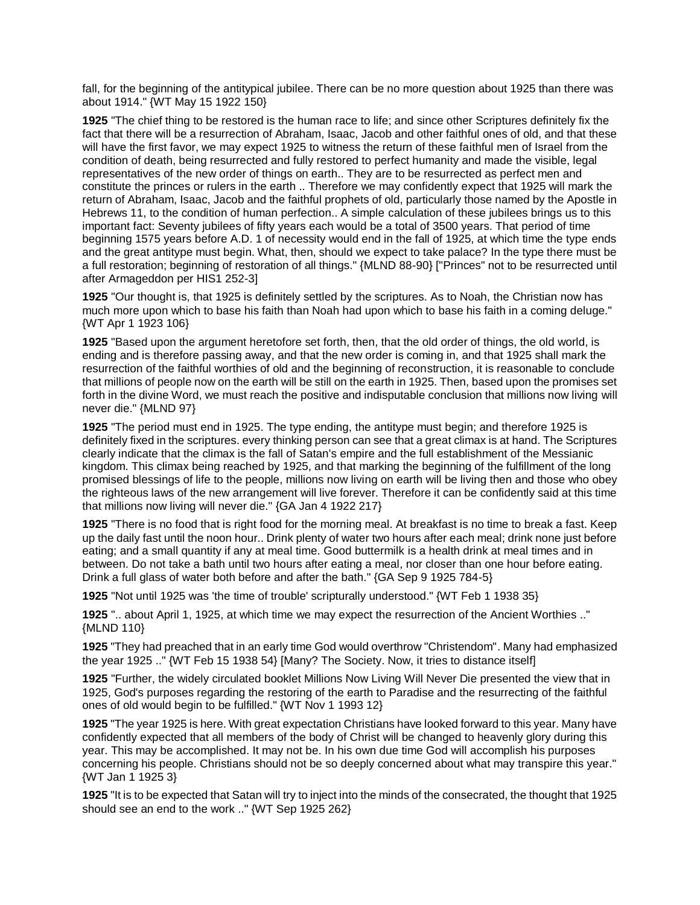fall, for the beginning of the antitypical jubilee. There can be no more question about 1925 than there was about 1914." {WT May 15 1922 150}

**1925** "The chief thing to be restored is the human race to life; and since other Scriptures definitely fix the fact that there will be a resurrection of Abraham, Isaac, Jacob and other faithful ones of old, and that these will have the first favor, we may expect 1925 to witness the return of these faithful men of Israel from the condition of death, being resurrected and fully restored to perfect humanity and made the visible, legal representatives of the new order of things on earth.. They are to be resurrected as perfect men and constitute the princes or rulers in the earth .. Therefore we may confidently expect that 1925 will mark the return of Abraham, Isaac, Jacob and the faithful prophets of old, particularly those named by the Apostle in Hebrews 11, to the condition of human perfection.. A simple calculation of these jubilees brings us to this important fact: Seventy jubilees of fifty years each would be a total of 3500 years. That period of time beginning 1575 years before A.D. 1 of necessity would end in the fall of 1925, at which time the type ends and the great antitype must begin. What, then, should we expect to take palace? In the type there must be a full restoration; beginning of restoration of all things." {MLND 88-90} ["Princes" not to be resurrected until after Armageddon per HIS1 252-3]

**1925** "Our thought is, that 1925 is definitely settled by the scriptures. As to Noah, the Christian now has much more upon which to base his faith than Noah had upon which to base his faith in a coming deluge." {WT Apr 1 1923 106}

**1925** "Based upon the argument heretofore set forth, then, that the old order of things, the old world, is ending and is therefore passing away, and that the new order is coming in, and that 1925 shall mark the resurrection of the faithful worthies of old and the beginning of reconstruction, it is reasonable to conclude that millions of people now on the earth will be still on the earth in 1925. Then, based upon the promises set forth in the divine Word, we must reach the positive and indisputable conclusion that millions now living will never die." {MLND 97}

**1925** "The period must end in 1925. The type ending, the antitype must begin; and therefore 1925 is definitely fixed in the scriptures. every thinking person can see that a great climax is at hand. The Scriptures clearly indicate that the climax is the fall of Satan's empire and the full establishment of the Messianic kingdom. This climax being reached by 1925, and that marking the beginning of the fulfillment of the long promised blessings of life to the people, millions now living on earth will be living then and those who obey the righteous laws of the new arrangement will live forever. Therefore it can be confidently said at this time that millions now living will never die." {GA Jan 4 1922 217}

**1925** "There is no food that is right food for the morning meal. At breakfast is no time to break a fast. Keep up the daily fast until the noon hour.. Drink plenty of water two hours after each meal; drink none just before eating; and a small quantity if any at meal time. Good buttermilk is a health drink at meal times and in between. Do not take a bath until two hours after eating a meal, nor closer than one hour before eating. Drink a full glass of water both before and after the bath." {GA Sep 9 1925 784-5}

**1925** "Not until 1925 was 'the time of trouble' scripturally understood." {WT Feb 1 1938 35}

**1925** ".. about April 1, 1925, at which time we may expect the resurrection of the Ancient Worthies .." {MLND 110}

**1925** "They had preached that in an early time God would overthrow "Christendom". Many had emphasized the year 1925 .." {WT Feb 15 1938 54} [Many? The Society. Now, it tries to distance itself]

**1925** "Further, the widely circulated booklet Millions Now Living Will Never Die presented the view that in 1925, God's purposes regarding the restoring of the earth to Paradise and the resurrecting of the faithful ones of old would begin to be fulfilled." {WT Nov 1 1993 12}

**1925** "The year 1925 is here. With great expectation Christians have looked forward to this year. Many have confidently expected that all members of the body of Christ will be changed to heavenly glory during this year. This may be accomplished. It may not be. In his own due time God will accomplish his purposes concerning his people. Christians should not be so deeply concerned about what may transpire this year." {WT Jan 1 1925 3}

**1925** "It is to be expected that Satan will try to inject into the minds of the consecrated, the thought that 1925 should see an end to the work .." {WT Sep 1925 262}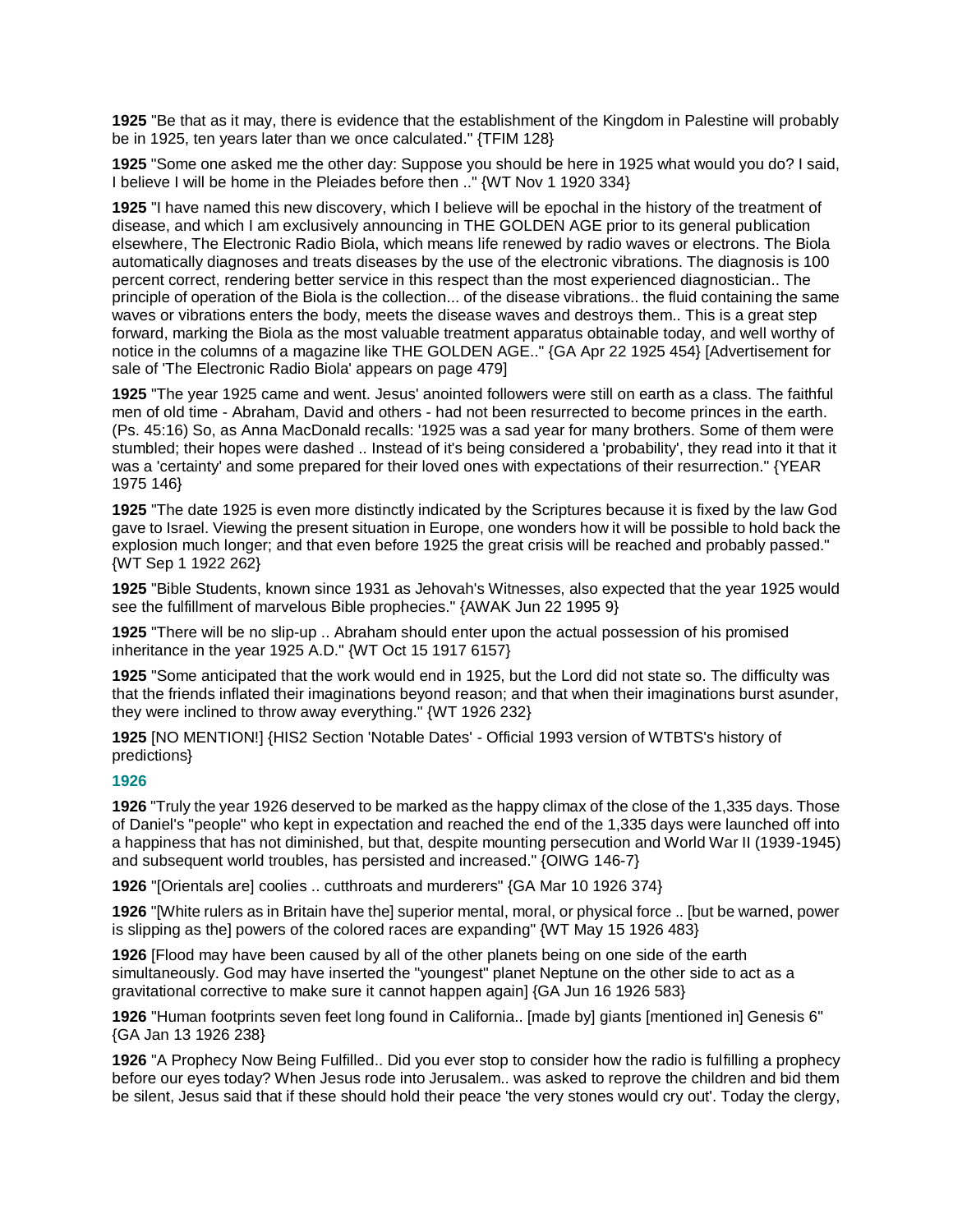**1925** "Be that as it may, there is evidence that the establishment of the Kingdom in Palestine will probably be in 1925, ten years later than we once calculated." {TFIM 128}

**1925** "Some one asked me the other day: Suppose you should be here in 1925 what would you do? I said, I believe I will be home in the Pleiades before then .." {WT Nov 1 1920 334}

**1925** "I have named this new discovery, which I believe will be epochal in the history of the treatment of disease, and which I am exclusively announcing in THE GOLDEN AGE prior to its general publication elsewhere, The Electronic Radio Biola, which means life renewed by radio waves or electrons. The Biola automatically diagnoses and treats diseases by the use of the electronic vibrations. The diagnosis is 100 percent correct, rendering better service in this respect than the most experienced diagnostician.. The principle of operation of the Biola is the collection... of the disease vibrations.. the fluid containing the same waves or vibrations enters the body, meets the disease waves and destroys them.. This is a great step forward, marking the Biola as the most valuable treatment apparatus obtainable today, and well worthy of notice in the columns of a magazine like THE GOLDEN AGE.." {GA Apr 22 1925 454} [Advertisement for sale of 'The Electronic Radio Biola' appears on page 479]

**1925** "The year 1925 came and went. Jesus' anointed followers were still on earth as a class. The faithful men of old time - Abraham, David and others - had not been resurrected to become princes in the earth. (Ps. 45:16) So, as Anna MacDonald recalls: '1925 was a sad year for many brothers. Some of them were stumbled; their hopes were dashed .. Instead of it's being considered a 'probability', they read into it that it was a 'certainty' and some prepared for their loved ones with expectations of their resurrection." {YEAR 1975 146}

**1925** "The date 1925 is even more distinctly indicated by the Scriptures because it is fixed by the law God gave to Israel. Viewing the present situation in Europe, one wonders how it will be possible to hold back the explosion much longer; and that even before 1925 the great crisis will be reached and probably passed." {WT Sep 1 1922 262}

**1925** "Bible Students, known since 1931 as Jehovah's Witnesses, also expected that the year 1925 would see the fulfillment of marvelous Bible prophecies." {AWAK Jun 22 1995 9}

**1925** "There will be no slip-up .. Abraham should enter upon the actual possession of his promised inheritance in the year 1925 A.D." {WT Oct 15 1917 6157}

**1925** "Some anticipated that the work would end in 1925, but the Lord did not state so. The difficulty was that the friends inflated their imaginations beyond reason; and that when their imaginations burst asunder, they were inclined to throw away everything." {WT 1926 232}

**1925** [NO MENTION!] {HIS2 Section 'Notable Dates' - Official 1993 version of WTBTS's history of predictions}

### 1926

**1926** "Truly the year 1926 deserved to be marked as the happy climax of the close of the 1,335 days. Those of Daniel's "people" who kept in expectation and reached the end of the 1,335 days were launched off into a happiness that has not diminished, but that, despite mounting persecution and World War II (1939-1945) and subsequent world troubles, has persisted and increased." {OIWG 146-7}

**1926** "[Orientals are] coolies .. cutthroats and murderers" {GA Mar 10 1926 374}

**1926** "[White rulers as in Britain have the] superior mental, moral, or physical force .. [but be warned, power is slipping as the] powers of the colored races are expanding" {WT May 15 1926 483}

**1926** [Flood may have been caused by all of the other planets being on one side of the earth simultaneously. God may have inserted the "youngest" planet Neptune on the other side to act as a gravitational corrective to make sure it cannot happen again] {GA Jun 16 1926 583}

**1926** "Human footprints seven feet long found in California.. [made by] giants [mentioned in] Genesis 6" {GA Jan 13 1926 238}

**1926** "A Prophecy Now Being Fulfilled.. Did you ever stop to consider how the radio is fulfilling a prophecy before our eyes today? When Jesus rode into Jerusalem.. was asked to reprove the children and bid them be silent, Jesus said that if these should hold their peace 'the very stones would cry out'. Today the clergy,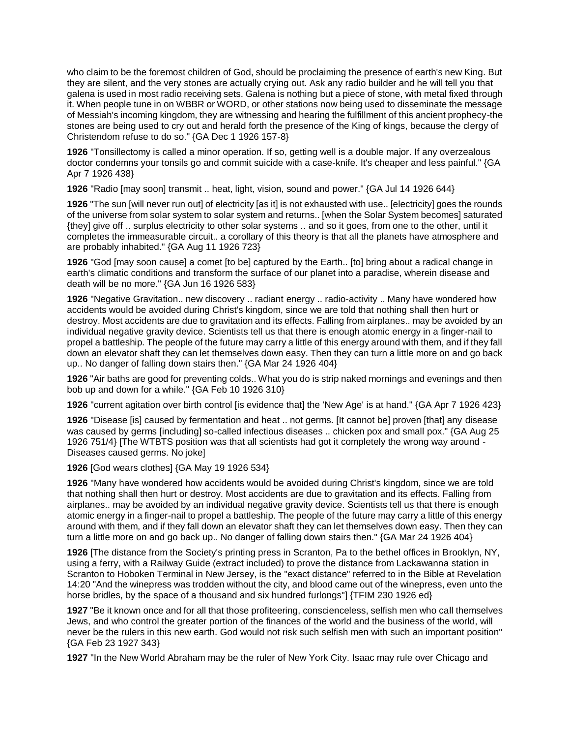who claim to be the foremost children of God, should be proclaiming the presence of earth's new King. But they are silent, and the very stones are actually crying out. Ask any radio builder and he will tell you that galena is used in most radio receiving sets. Galena is nothing but a piece of stone, with metal fixed through it. When people tune in on WBBR or WORD, or other stations now being used to disseminate the message of Messiah's incoming kingdom, they are witnessing and hearing the fulfillment of this ancient prophecy-the stones are being used to cry out and herald forth the presence of the King of kings, because the clergy of Christendom refuse to do so." {GA Dec 1 1926 157-8}

**1926** "Tonsillectomy is called a minor operation. If so, getting well is a double major. If any overzealous doctor condemns your tonsils go and commit suicide with a case-knife. It's cheaper and less painful." {GA Apr 7 1926 438}

**1926** "Radio [may soon] transmit .. heat, light, vision, sound and power." {GA Jul 14 1926 644}

**1926** "The sun [will never run out] of electricity [as it] is not exhausted with use.. [electricity] goes the rounds of the universe from solar system to solar system and returns.. [when the Solar System becomes] saturated {they} give off .. surplus electricity to other solar systems .. and so it goes, from one to the other, until it completes the immeasurable circuit.. a corollary of this theory is that all the planets have atmosphere and are probably inhabited." {GA Aug 11 1926 723}

**1926** "God [may soon cause] a comet [to be] captured by the Earth.. [to] bring about a radical change in earth's climatic conditions and transform the surface of our planet into a paradise, wherein disease and death will be no more." {GA Jun 16 1926 583}

**1926** "Negative Gravitation.. new discovery .. radiant energy .. radio-activity .. Many have wondered how accidents would be avoided during Christ's kingdom, since we are told that nothing shall then hurt or destroy. Most accidents are due to gravitation and its effects. Falling from airplanes.. may be avoided by an individual negative gravity device. Scientists tell us that there is enough atomic energy in a finger-nail to propel a battleship. The people of the future may carry a little of this energy around with them, and if they fall down an elevator shaft they can let themselves down easy. Then they can turn a little more on and go back up.. No danger of falling down stairs then." {GA Mar 24 1926 404}

**1926** "Air baths are good for preventing colds.. What you do is strip naked mornings and evenings and then bob up and down for a while." {GA Feb 10 1926 310}

**1926** "current agitation over birth control [is evidence that] the 'New Age' is at hand." {GA Apr 7 1926 423}

**1926** "Disease [is] caused by fermentation and heat .. not germs. [It cannot be] proven [that] any disease was caused by germs [including] so-called infectious diseases .. chicken pox and small pox." {GA Aug 25 1926 751/4} [The WTBTS position was that all scientists had got it completely the wrong way around - Diseases caused germs. No joke]

**1926** [God wears clothes] {GA May 19 1926 534}

**1926** "Many have wondered how accidents would be avoided during Christ's kingdom, since we are told that nothing shall then hurt or destroy. Most accidents are due to gravitation and its effects. Falling from airplanes.. may be avoided by an individual negative gravity device. Scientists tell us that there is enough atomic energy in a finger-nail to propel a battleship. The people of the future may carry a little of this energy around with them, and if they fall down an elevator shaft they can let themselves down easy. Then they can turn a little more on and go back up.. No danger of falling down stairs then." {GA Mar 24 1926 404}

**1926** [The distance from the Society's printing press in Scranton, Pa to the bethel offices in Brooklyn, NY, using a ferry, with a Railway Guide (extract included) to prove the distance from Lackawanna station in Scranton to Hoboken Terminal in New Jersey, is the "exact distance" referred to in the Bible at Revelation 14:20 "And the winepress was trodden without the city, and blood came out of the winepress, even unto the horse bridles, by the space of a thousand and six hundred furlongs"] {TFIM 230 1926 ed}

**1927** "Be it known once and for all that those profiteering, conscienceless, selfish men who call themselves Jews, and who control the greater portion of the finances of the world and the business of the world, will never be the rulers in this new earth. God would not risk such selfish men with such an important position" {GA Feb 23 1927 343}

**1927** "In the New World Abraham may be the ruler of New York City. Isaac may rule over Chicago and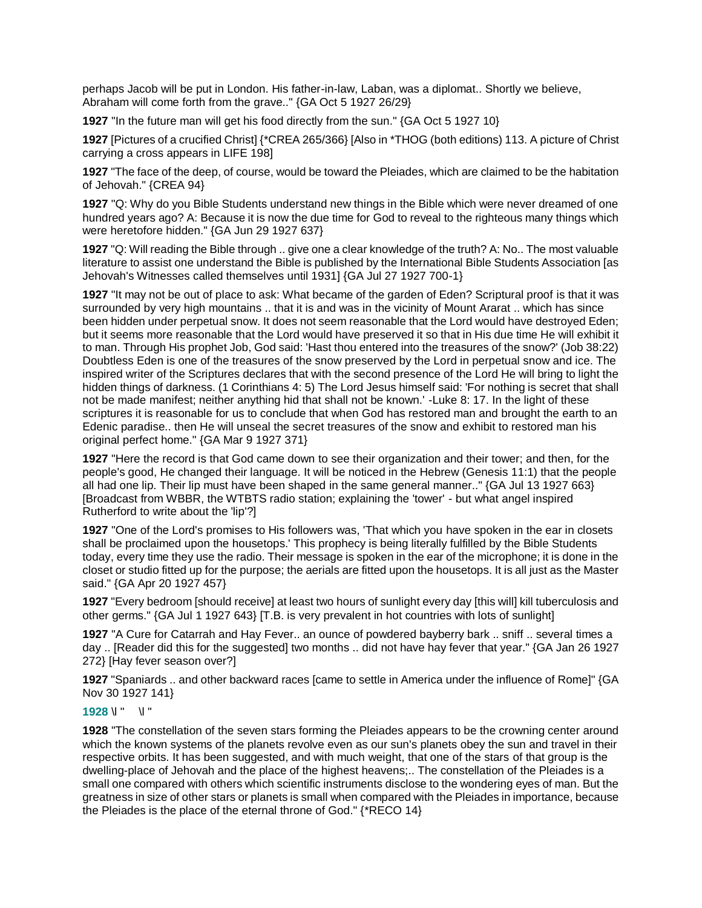perhaps Jacob will be put in London. His father-in-law, Laban, was a diplomat.. Shortly we believe, Abraham will come forth from the grave.." {GA Oct 5 1927 26/29}

**1927** "In the future man will get his food directly from the sun." {GA Oct 5 1927 10}

**1927** [Pictures of a crucified Christ] {*CREA 265/366} [Also in *THOG (both editions) 113. A picture of Christ carrying a cross appears in LIFE 198]

**1927** "The face of the deep, of course, would be toward the Pleiades, which are claimed to be the habitation of Jehovah." {CREA 94}

**1927** "Q: Why do you Bible Students understand new things in the Bible which were never dreamed of one hundred years ago? A: Because it is now the due time for God to reveal to the righteous many things which were heretofore hidden." {GA Jun 29 1927 637}

**1927** "Q: Will reading the Bible through .. give one a clear knowledge of the truth? A: No.. The most valuable literature to assist one understand the Bible is published by the International Bible Students Association [as Jehovah's Witnesses called themselves until 1931] {GA Jul 27 1927 700-1}

**1927** "It may not be out of place to ask: What became of the garden of Eden? Scriptural proof is that it was surrounded by very high mountains .. that it is and was in the vicinity of Mount Ararat .. which has since been hidden under perpetual snow. It does not seem reasonable that the Lord would have destroyed Eden; but it seems more reasonable that the Lord would have preserved it so that in His due time He will exhibit it to man. Through His prophet Job, God said: 'Hast thou entered into the treasures of the snow?' (Job 38:22) Doubtless Eden is one of the treasures of the snow preserved by the Lord in perpetual snow and ice. The inspired writer of the Scriptures declares that with the second presence of the Lord He will bring to light the hidden things of darkness. (1 Corinthians 4: 5) The Lord Jesus himself said: 'For nothing is secret that shall not be made manifest; neither anything hid that shall not be known.' -Luke 8: 17. In the light of these scriptures it is reasonable for us to conclude that when God has restored man and brought the earth to an Edenic paradise.. then He will unseal the secret treasures of the snow and exhibit to restored man his original perfect home." {GA Mar 9 1927 371}

**1927** "Here the record is that God came down to see their organization and their tower; and then, for the people's good, He changed their language. It will be noticed in the Hebrew (Genesis 11:1) that the people all had one lip. Their lip must have been shaped in the same general manner.." {GA Jul 13 1927 663} [Broadcast from WBBR, the WTBTS radio station; explaining the 'tower' - but what angel inspired Rutherford to write about the 'lip'?]

**1927** "One of the Lord's promises to His followers was, 'That which you have spoken in the ear in closets shall be proclaimed upon the housetops.' This prophecy is being literally fulfilled by the Bible Students today, every time they use the radio. Their message is spoken in the ear of the microphone; it is done in the closet or studio fitted up for the purpose; the aerials are fitted upon the housetops. It is all just as the Master said." {GA Apr 20 1927 457}

**1927** "Every bedroom [should receive] at least two hours of sunlight every day [this will] kill tuberculosis and other germs." {GA Jul 1 1927 643} [T.B. is very prevalent in hot countries with lots of sunlight]

**1927** "A Cure for Catarrah and Hay Fever.. an ounce of powdered bayberry bark .. sniff .. several times a day .. [Reader did this for the suggested] two months .. did not have hay fever that year." {GA Jan 26 1927 272} [Hay fever season over?]

**1927** "Spaniards .. and other backward races [came to settle in America under the influence of Rome]" {GA Nov 30 1927 141}

**1928** \l " \l "

**1928** "The constellation of the seven stars forming the Pleiades appears to be the crowning center around which the known systems of the planets revolve even as our sun's planets obey the sun and travel in their respective orbits. It has been suggested, and with much weight, that one of the stars of that group is the dwelling-place of Jehovah and the place of the highest heavens;.. The constellation of the Pleiades is a small one compared with others which scientific instruments disclose to the wondering eyes of man. But the greatness in size of other stars or planets is small when compared with the Pleiades in importance, because the Pleiades is the place of the eternal throne of God." {*RECO 14}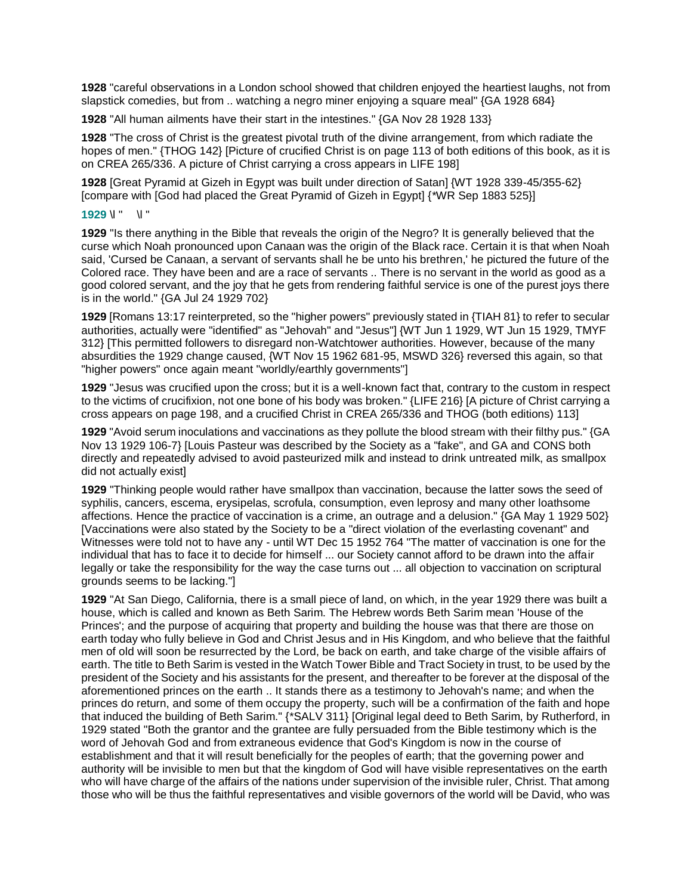**1928** "careful observations in a London school showed that children enjoyed the heartiest laughs, not from slapstick comedies, but from .. watching a negro miner enjoying a square meal" {GA 1928 684}

**1928** "All human ailments have their start in the intestines." {GA Nov 28 1928 133}

**1928** "The cross of Christ is the greatest pivotal truth of the divine arrangement, from which radiate the hopes of men." {THOG 142} [Picture of crucified Christ is on page 113 of both editions of this book, as it is on CREA 265/336. A picture of Christ carrying a cross appears in LIFE 198]

**1928** [Great Pyramid at Gizeh in Egypt was built under direction of Satan] {WT 1928 339-45/355-62} [compare with [God had placed the Great Pyramid of Gizeh in Egypt] {*WR Sep 1883 525}]

**1929** \l "    \l "

**1929** "Is there anything in the Bible that reveals the origin of the Negro? It is generally believed that the curse which Noah pronounced upon Canaan was the origin of the Black race. Certain it is that when Noah said, 'Cursed be Canaan, a servant of servants shall he be unto his brethren,' he pictured the future of the Colored race. They have been and are a race of servants .. There is no servant in the world as good as a good colored servant, and the joy that he gets from rendering faithful service is one of the purest joys there is in the world." {GA Jul 24 1929 702}

**1929** [Romans 13:17 reinterpreted, so the "higher powers" previously stated in {TIAH 81} to refer to secular authorities, actually were "identified" as "Jehovah" and "Jesus"] {WT Jun 1 1929, WT Jun 15 1929, TMYF 312} [This permitted followers to disregard non-Watchtower authorities. However, because of the many absurdities the 1929 change caused, {WT Nov 15 1962 681-95, MSWD 326} reversed this again, so that "higher powers" once again meant "worldly/earthly governments"]

**1929** "Jesus was crucified upon the cross; but it is a well-known fact that, contrary to the custom in respect to the victims of crucifixion, not one bone of his body was broken." {LIFE 216} [A picture of Christ carrying a cross appears on page 198, and a crucified Christ in CREA 265/336 and THOG (both editions) 113]

**1929** "Avoid serum inoculations and vaccinations as they pollute the blood stream with their filthy pus." {GA Nov 13 1929 106-7} [Louis Pasteur was described by the Society as a "fake", and GA and CONS both directly and repeatedly advised to avoid pasteurized milk and instead to drink untreated milk, as smallpox did not actually exist]

**1929** "Thinking people would rather have smallpox than vaccination, because the latter sows the seed of syphilis, cancers, escema, erysipelas, scrofula, consumption, even leprosy and many other loathsome affections. Hence the practice of vaccination is a crime, an outrage and a delusion." {GA May 1 1929 502} [Vaccinations were also stated by the Society to be a "direct violation of the everlasting covenant" and Witnesses were told not to have any - until WT Dec 15 1952 764 "The matter of vaccination is one for the individual that has to face it to decide for himself ... our Society cannot afford to be drawn into the affair legally or take the responsibility for the way the case turns out ... all objection to vaccination on scriptural grounds seems to be lacking."]

**1929** "At San Diego, California, there is a small piece of land, on which, in the year 1929 there was built a house, which is called and known as Beth Sarim. The Hebrew words Beth Sarim mean 'House of the Princes'; and the purpose of acquiring that property and building the house was that there are those on earth today who fully believe in God and Christ Jesus and in His Kingdom, and who believe that the faithful men of old will soon be resurrected by the Lord, be back on earth, and take charge of the visible affairs of earth. The title to Beth Sarim is vested in the Watch Tower Bible and Tract Society in trust, to be used by the president of the Society and his assistants for the present, and thereafter to be forever at the disposal of the aforementioned princes on the earth .. It stands there as a testimony to Jehovah's name; and when the princes do return, and some of them occupy the property, such will be a confirmation of the faith and hope that induced the building of Beth Sarim." {*SALV 311} [Original legal deed to Beth Sarim, by Rutherford, in 1929 stated "Both the grantor and the grantee are fully persuaded from the Bible testimony which is the word of Jehovah God and from extraneous evidence that God's Kingdom is now in the course of establishment and that it will result beneficially for the peoples of earth; that the governing power and authority will be invisible to men but that the kingdom of God will have visible representatives on the earth who will have charge of the affairs of the nations under supervision of the invisible ruler, Christ. That among those who will be thus the faithful representatives and visible governors of the world will be David, who was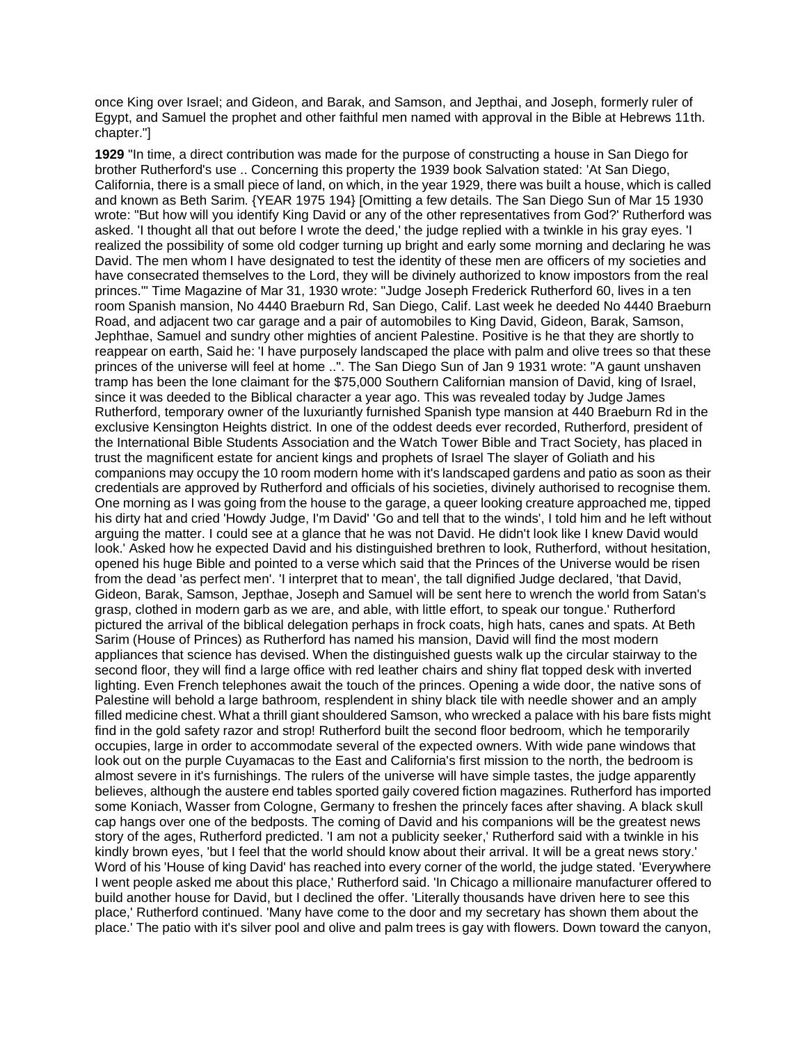once King over Israel; and Gideon, and Barak, and Samson, and Jepthai, and Joseph, formerly ruler of Egypt, and Samuel the prophet and other faithful men named with approval in the Bible at Hebrews 11th. chapter."]

**1929** "In time, a direct contribution was made for the purpose of constructing a house in San Diego for brother Rutherford's use .. Concerning this property the 1939 book Salvation stated: 'At San Diego, California, there is a small piece of land, on which, in the year 1929, there was built a house, which is called and known as Beth Sarim. {YEAR 1975 194} [Omitting a few details. The San Diego Sun of Mar 15 1930 wrote: "But how will you identify King David or any of the other representatives from God?' Rutherford was asked. 'I thought all that out before I wrote the deed,' the judge replied with a twinkle in his gray eyes. 'I realized the possibility of some old codger turning up bright and early some morning and declaring he was David. The men whom I have designated to test the identity of these men are officers of my societies and have consecrated themselves to the Lord, they will be divinely authorized to know impostors from the real princes.'" Time Magazine of Mar 31, 1930 wrote: "Judge Joseph Frederick Rutherford 60, lives in a ten room Spanish mansion, No 4440 Braeburn Rd, San Diego, Calif. Last week he deeded No 4440 Braeburn Road, and adjacent two car garage and a pair of automobiles to King David, Gideon, Barak, Samson, Jephthae, Samuel and sundry other mighties of ancient Palestine. Positive is he that they are shortly to reappear on earth, Said he: 'I have purposely landscaped the place with palm and olive trees so that these princes of the universe will feel at home ..". The San Diego Sun of Jan 9 1931 wrote: "A gaunt unshaven tramp has been the lone claimant for the $75,000 Southern Californian mansion of David, king of Israel, since it was deeded to the Biblical character a year ago. This was revealed today by Judge James Rutherford, temporary owner of the luxuriantly furnished Spanish type mansion at 440 Braeburn Rd in the exclusive Kensington Heights district. In one of the oddest deeds ever recorded, Rutherford, president of the International Bible Students Association and the Watch Tower Bible and Tract Society, has placed in trust the magnificent estate for ancient kings and prophets of Israel The slayer of Goliath and his companions may occupy the 10 room modern home with it's landscaped gardens and patio as soon as their credentials are approved by Rutherford and officials of his societies, divinely authorised to recognise them. One morning as I was going from the house to the garage, a queer looking creature approached me, tipped his dirty hat and cried 'Howdy Judge, I'm David' 'Go and tell that to the winds', I told him and he left without arguing the matter. I could see at a glance that he was not David. He didn't look like I knew David would look.' Asked how he expected David and his distinguished brethren to look, Rutherford, without hesitation, opened his huge Bible and pointed to a verse which said that the Princes of the Universe would be risen from the dead 'as perfect men'. 'I interpret that to mean', the tall dignified Judge declared, 'that David, Gideon, Barak, Samson, Jepthae, Joseph and Samuel will be sent here to wrench the world from Satan's grasp, clothed in modern garb as we are, and able, with little effort, to speak our tongue.' Rutherford pictured the arrival of the biblical delegation perhaps in frock coats, high hats, canes and spats. At Beth Sarim (House of Princes) as Rutherford has named his mansion, David will find the most modern appliances that science has devised. When the distinguished guests walk up the circular stairway to the second floor, they will find a large office with red leather chairs and shiny flat topped desk with inverted lighting. Even French telephones await the touch of the princes. Opening a wide door, the native sons of Palestine will behold a large bathroom, resplendent in shiny black tile with needle shower and an amply filled medicine chest. What a thrill giant shouldered Samson, who wrecked a palace with his bare fists might find in the gold safety razor and strop! Rutherford built the second floor bedroom, which he temporarily occupies, large in order to accommodate several of the expected owners. With wide pane windows that look out on the purple Cuyamacas to the East and California's first mission to the north, the bedroom is almost severe in it's furnishings. The rulers of the universe will have simple tastes, the judge apparently believes, although the austere end tables sported gaily covered fiction magazines. Rutherford has imported some Koniach, Wasser from Cologne, Germany to freshen the princely faces after shaving. A black skull cap hangs over one of the bedposts. The coming of David and his companions will be the greatest news story of the ages, Rutherford predicted. 'I am not a publicity seeker,' Rutherford said with a twinkle in his kindly brown eyes, 'but I feel that the world should know about their arrival. It will be a great news story.' Word of his 'House of king David' has reached into every corner of the world, the judge stated. 'Everywhere I went people asked me about this place,' Rutherford said. 'In Chicago a millionaire manufacturer offered to build another house for David, but I declined the offer. 'Literally thousands have driven here to see this place,' Rutherford continued. 'Many have come to the door and my secretary has shown them about the place.' The patio with it's silver pool and olive and palm trees is gay with flowers. Down toward the canyon,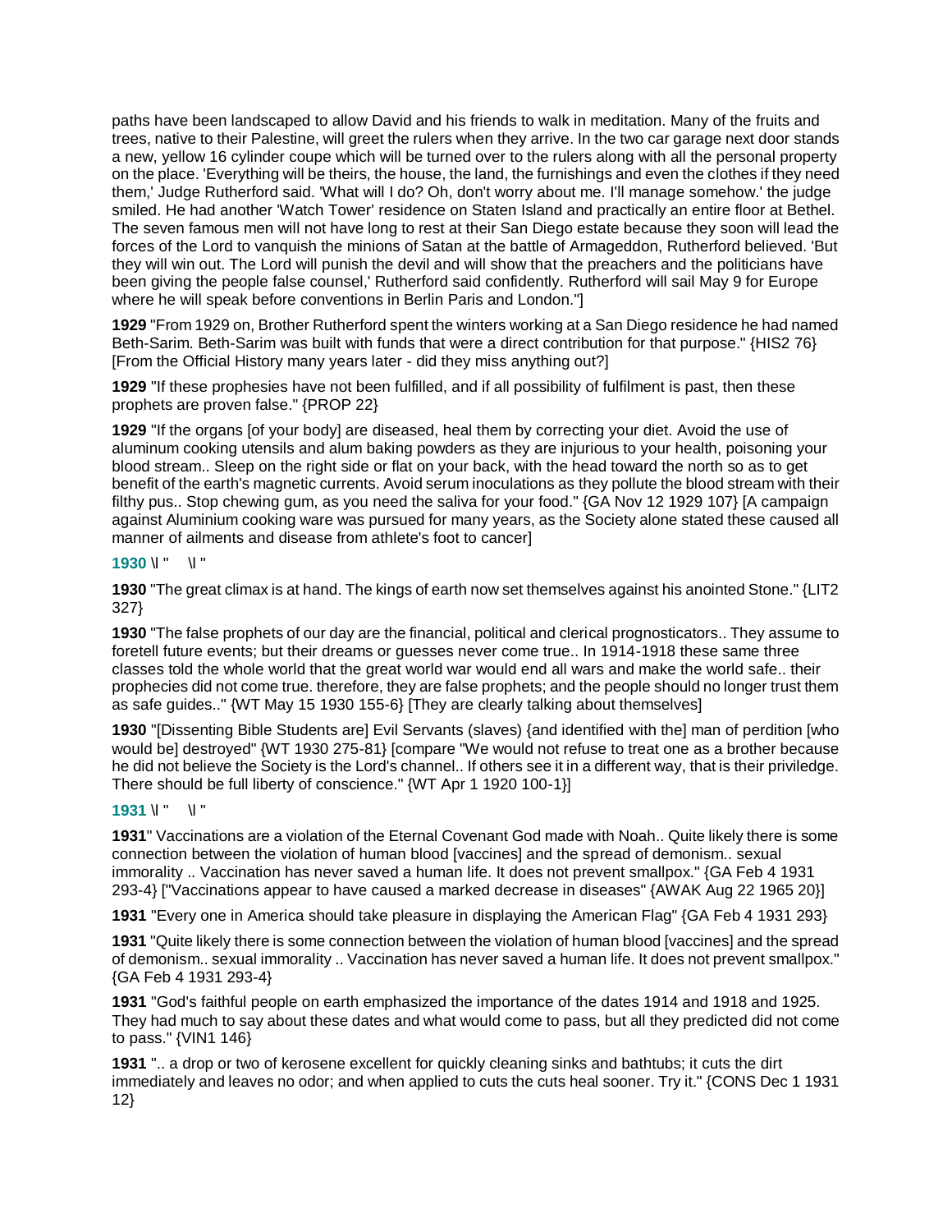paths have been landscaped to allow David and his friends to walk in meditation. Many of the fruits and trees, native to their Palestine, will greet the rulers when they arrive. In the two car garage next door stands a new, yellow 16 cylinder coupe which will be turned over to the rulers along with all the personal property on the place. 'Everything will be theirs, the house, the land, the furnishings and even the clothes if they need them,' Judge Rutherford said. 'What will I do? Oh, don't worry about me. I'll manage somehow.' the judge smiled. He had another 'Watch Tower' residence on Staten Island and practically an entire floor at Bethel. The seven famous men will not have long to rest at their San Diego estate because they soon will lead the forces of the Lord to vanquish the minions of Satan at the battle of Armageddon, Rutherford believed. 'But they will win out. The Lord will punish the devil and will show that the preachers and the politicians have been giving the people false counsel,' Rutherford said confidently. Rutherford will sail May 9 for Europe where he will speak before conventions in Berlin Paris and London."]

**1929** "From 1929 on, Brother Rutherford spent the winters working at a San Diego residence he had named Beth-Sarim. Beth-Sarim was built with funds that were a direct contribution for that purpose." {HIS2 76} [From the Official History many years later - did they miss anything out?]

**1929** "If these prophesies have not been fulfilled, and if all possibility of fulfilment is past, then these prophets are proven false." {PROP 22}

**1929** "If the organs [of your body] are diseased, heal them by correcting your diet. Avoid the use of aluminum cooking utensils and alum baking powders as they are injurious to your health, poisoning your blood stream.. Sleep on the right side or flat on your back, with the head toward the north so as to get benefit of the earth's magnetic currents. Avoid serum inoculations as they pollute the blood stream with their filthy pus.. Stop chewing gum, as you need the saliva for your food." {GA Nov 12 1929 107} [A campaign against Aluminium cooking ware was pursued for many years, as the Society alone stated these caused all manner of ailments and disease from athlete's foot to cancer]

**1930** \l " \l "

**1930** "The great climax is at hand. The kings of earth now set themselves against his anointed Stone." {LIT2 327}

**1930** "The false prophets of our day are the financial, political and clerical prognosticators.. They assume to foretell future events; but their dreams or guesses never come true.. In 1914-1918 these same three classes told the whole world that the great world war would end all wars and make the world safe.. their prophecies did not come true. therefore, they are false prophets; and the people should no longer trust them as safe guides.." {WT May 15 1930 155-6} [They are clearly talking about themselves]

**1930** "[Dissenting Bible Students are] Evil Servants (slaves) {and identified with the] man of perdition [who would be] destroyed" {WT 1930 275-81} [compare "We would not refuse to treat one as a brother because he did not believe the Society is the Lord's channel.. If others see it in a different way, that is their priviledge. There should be full liberty of conscience." {WT Apr 1 1920 100-1}]

**1931** \l " \l "

**1931**" Vaccinations are a violation of the Eternal Covenant God made with Noah.. Quite likely there is some connection between the violation of human blood [vaccines] and the spread of demonism.. sexual immorality .. Vaccination has never saved a human life. It does not prevent smallpox." {GA Feb 4 1931 293-4} ["Vaccinations appear to have caused a marked decrease in diseases" {AWAK Aug 22 1965 20}]

**1931** "Every one in America should take pleasure in displaying the American Flag" {GA Feb 4 1931 293}

**1931** "Quite likely there is some connection between the violation of human blood [vaccines] and the spread of demonism.. sexual immorality .. Vaccination has never saved a human life. It does not prevent smallpox." {GA Feb 4 1931 293-4}

**1931** "God's faithful people on earth emphasized the importance of the dates 1914 and 1918 and 1925. They had much to say about these dates and what would come to pass, but all they predicted did not come to pass." {VIN1 146}

**1931** ".. a drop or two of kerosene excellent for quickly cleaning sinks and bathtubs; it cuts the dirt immediately and leaves no odor; and when applied to cuts the cuts heal sooner. Try it." {CONS Dec 1 1931 12}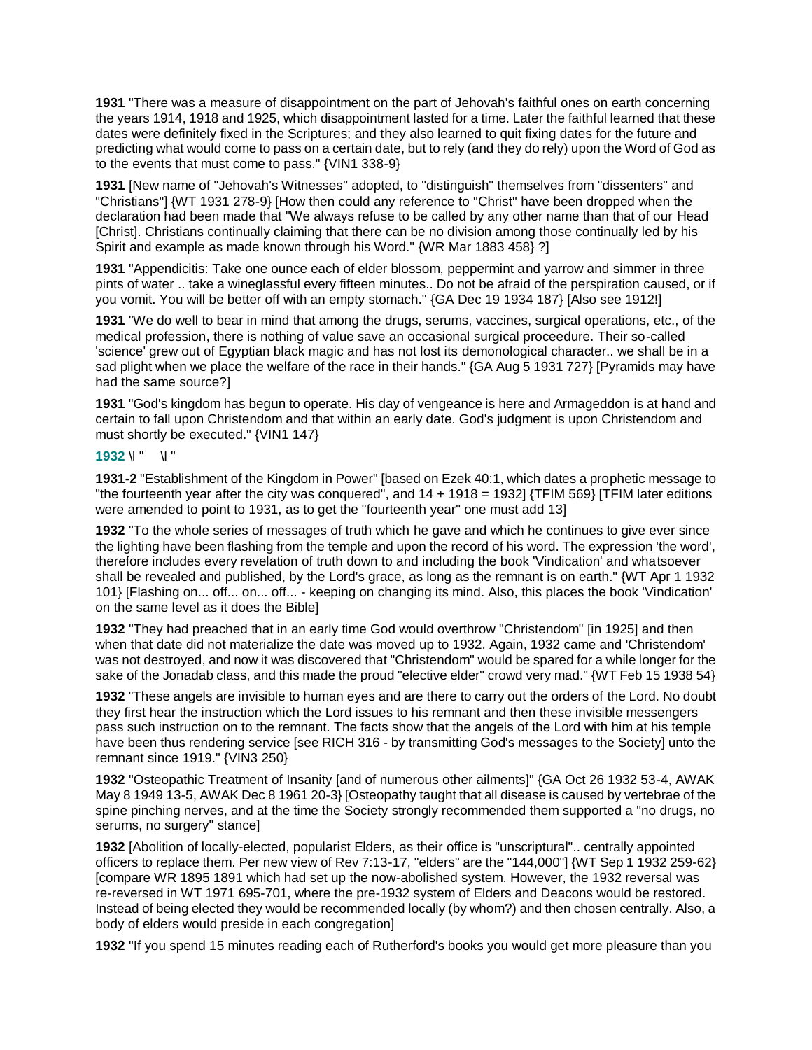**1931** "There was a measure of disappointment on the part of Jehovah's faithful ones on earth concerning the years 1914, 1918 and 1925, which disappointment lasted for a time. Later the faithful learned that these dates were definitely fixed in the Scriptures; and they also learned to quit fixing dates for the future and predicting what would come to pass on a certain date, but to rely (and they do rely) upon the Word of God as to the events that must come to pass." {VIN1 338-9}

**1931** [New name of "Jehovah's Witnesses" adopted, to "distinguish" themselves from "dissenters" and "Christians"] {WT 1931 278-9} [How then could any reference to "Christ" have been dropped when the declaration had been made that "We always refuse to be called by any other name than that of our Head [Christ]. Christians continually claiming that there can be no division among those continually led by his Spirit and example as made known through his Word." {WR Mar 1883 458} ?]

**1931** "Appendicitis: Take one ounce each of elder blossom, peppermint and yarrow and simmer in three pints of water .. take a wineglassful every fifteen minutes.. Do not be afraid of the perspiration caused, or if you vomit. You will be better off with an empty stomach." {GA Dec 19 1934 187} [Also see 1912!]

**1931** "We do well to bear in mind that among the drugs, serums, vaccines, surgical operations, etc., of the medical profession, there is nothing of value save an occasional surgical proceedure. Their so-called 'science' grew out of Egyptian black magic and has not lost its demonological character.. we shall be in a sad plight when we place the welfare of the race in their hands." {GA Aug 5 1931 727} [Pyramids may have had the same source?]

**1931** "God's kingdom has begun to operate. His day of vengeance is here and Armageddon is at hand and certain to fall upon Christendom and that within an early date. God's judgment is upon Christendom and must shortly be executed." {VIN1 147}

**1932** \l " \l "

**1931-2** "Establishment of the Kingdom in Power" [based on Ezek 40:1, which dates a prophetic message to "the fourteenth year after the city was conquered", and 14 + 1918 = 1932] {TFIM 569} [TFIM later editions were amended to point to 1931, as to get the "fourteenth year" one must add 13]

**1932** "To the whole series of messages of truth which he gave and which he continues to give ever since the lighting have been flashing from the temple and upon the record of his word. The expression 'the word', therefore includes every revelation of truth down to and including the book 'Vindication' and whatsoever shall be revealed and published, by the Lord's grace, as long as the remnant is on earth." {WT Apr 1 1932 101} [Flashing on... off... on... off... - keeping on changing its mind. Also, this places the book 'Vindication' on the same level as it does the Bible]

**1932** "They had preached that in an early time God would overthrow "Christendom" [in 1925] and then when that date did not materialize the date was moved up to 1932. Again, 1932 came and 'Christendom' was not destroyed, and now it was discovered that "Christendom" would be spared for a while longer for the sake of the Jonadab class, and this made the proud "elective elder" crowd very mad." {WT Feb 15 1938 54}

**1932** "These angels are invisible to human eyes and are there to carry out the orders of the Lord. No doubt they first hear the instruction which the Lord issues to his remnant and then these invisible messengers pass such instruction on to the remnant. The facts show that the angels of the Lord with him at his temple have been thus rendering service [see RICH 316 - by transmitting God's messages to the Society] unto the remnant since 1919." {VIN3 250}

**1932** "Osteopathic Treatment of Insanity [and of numerous other ailments]" {GA Oct 26 1932 53-4, AWAK May 8 1949 13-5, AWAK Dec 8 1961 20-3} [Osteopathy taught that all disease is caused by vertebrae of the spine pinching nerves, and at the time the Society strongly recommended them supported a "no drugs, no serums, no surgery" stance]

**1932** [Abolition of locally-elected, popularist Elders, as their office is "unscriptural".. centrally appointed officers to replace them. Per new view of Rev 7:13-17, "elders" are the "144,000"] {WT Sep 1 1932 259-62} [compare WR 1895 1891 which had set up the now-abolished system. However, the 1932 reversal was re-reversed in WT 1971 695-701, where the pre-1932 system of Elders and Deacons would be restored. Instead of being elected they would be recommended locally (by whom?) and then chosen centrally. Also, a body of elders would preside in each congregation]

**1932** "If you spend 15 minutes reading each of Rutherford's books you would get more pleasure than you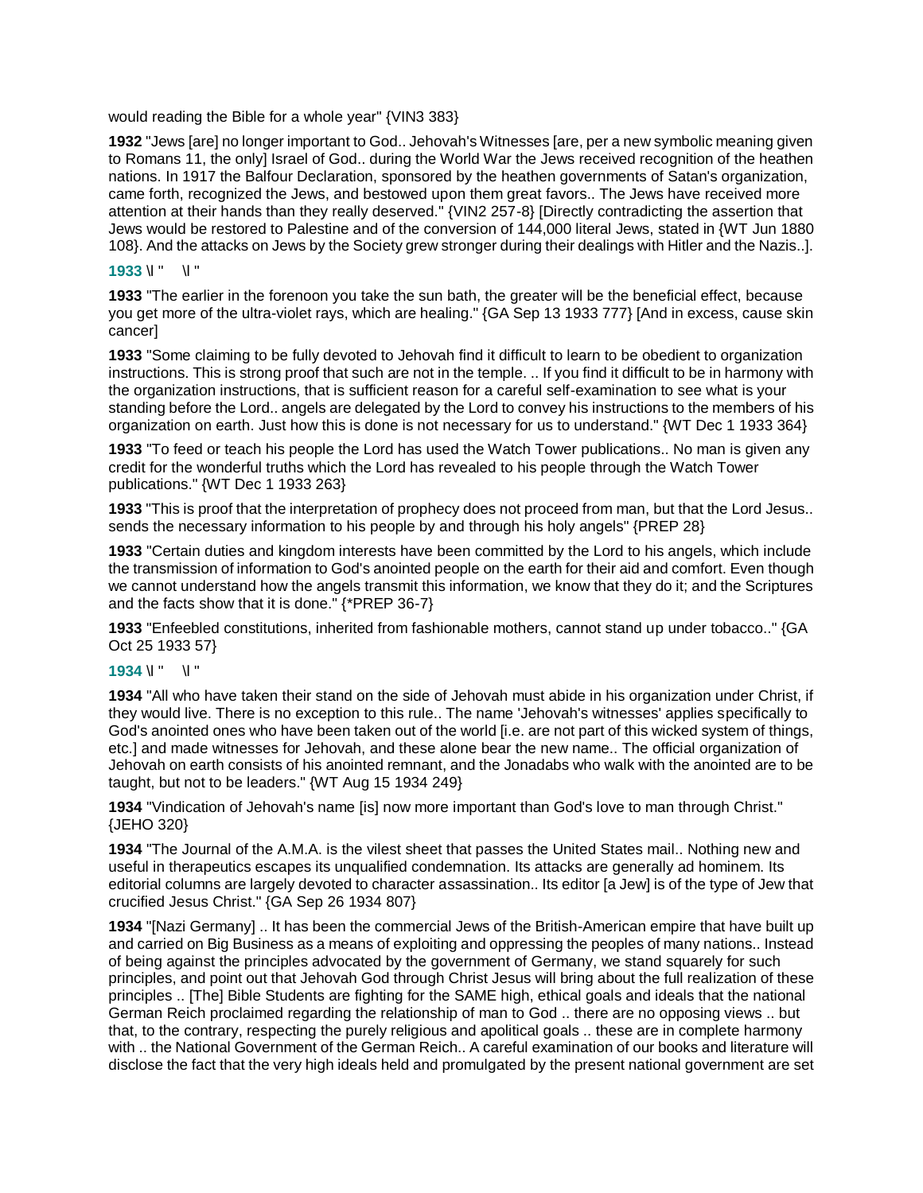would reading the Bible for a whole year" {VIN3 383}

**1932** "Jews [are] no longer important to God.. Jehovah's Witnesses [are, per a new symbolic meaning given to Romans 11, the only] Israel of God.. during the World War the Jews received recognition of the heathen nations. In 1917 the Balfour Declaration, sponsored by the heathen governments of Satan's organization, came forth, recognized the Jews, and bestowed upon them great favors.. The Jews have received more attention at their hands than they really deserved." {VIN2 257-8} [Directly contradicting the assertion that Jews would be restored to Palestine and of the conversion of 144,000 literal Jews, stated in {WT Jun 1880 108}. And the attacks on Jews by the Society grew stronger during their dealings with Hitler and the Nazis..].

**1933** \l "   \l "

**1933** "The earlier in the forenoon you take the sun bath, the greater will be the beneficial effect, because you get more of the ultra-violet rays, which are healing." {GA Sep 13 1933 777} [And in excess, cause skin cancer]

**1933** "Some claiming to be fully devoted to Jehovah find it difficult to learn to be obedient to organization instructions. This is strong proof that such are not in the temple. .. If you find it difficult to be in harmony with the organization instructions, that is sufficient reason for a careful self-examination to see what is your standing before the Lord.. angels are delegated by the Lord to convey his instructions to the members of his organization on earth. Just how this is done is not necessary for us to understand." {WT Dec 1 1933 364}

**1933** "To feed or teach his people the Lord has used the Watch Tower publications.. No man is given any credit for the wonderful truths which the Lord has revealed to his people through the Watch Tower publications." {WT Dec 1 1933 263}

**1933** "This is proof that the interpretation of prophecy does not proceed from man, but that the Lord Jesus.. sends the necessary information to his people by and through his holy angels" {PREP 28}

**1933** "Certain duties and kingdom interests have been committed by the Lord to his angels, which include the transmission of information to God's anointed people on the earth for their aid and comfort. Even though we cannot understand how the angels transmit this information, we know that they do it; and the Scriptures and the facts show that it is done." {*PREP 36-7}

**1933** "Enfeebled constitutions, inherited from fashionable mothers, cannot stand up under tobacco.." {GA Oct 25 1933 57}

**1934** \l "   \l "

**1934** "All who have taken their stand on the side of Jehovah must abide in his organization under Christ, if they would live. There is no exception to this rule.. The name 'Jehovah's witnesses' applies specifically to God's anointed ones who have been taken out of the world [i.e. are not part of this wicked system of things, etc.] and made witnesses for Jehovah, and these alone bear the new name.. The official organization of Jehovah on earth consists of his anointed remnant, and the Jonadabs who walk with the anointed are to be taught, but not to be leaders." {WT Aug 15 1934 249}

**1934** "Vindication of Jehovah's name [is] now more important than God's love to man through Christ." {JEHO 320}

**1934** "The Journal of the A.M.A. is the vilest sheet that passes the United States mail.. Nothing new and useful in therapeutics escapes its unqualified condemnation. Its attacks are generally ad hominem. Its editorial columns are largely devoted to character assassination.. Its editor [a Jew] is of the type of Jew that crucified Jesus Christ." {GA Sep 26 1934 807}

**1934** "[Nazi Germany] .. It has been the commercial Jews of the British-American empire that have built up and carried on Big Business as a means of exploiting and oppressing the peoples of many nations.. Instead of being against the principles advocated by the government of Germany, we stand squarely for such principles, and point out that Jehovah God through Christ Jesus will bring about the full realization of these principles .. [The] Bible Students are fighting for the SAME high, ethical goals and ideals that the national German Reich proclaimed regarding the relationship of man to God .. there are no opposing views .. but that, to the contrary, respecting the purely religious and apolitical goals .. these are in complete harmony with .. the National Government of the German Reich.. A careful examination of our books and literature will disclose the fact that the very high ideals held and promulgated by the present national government are set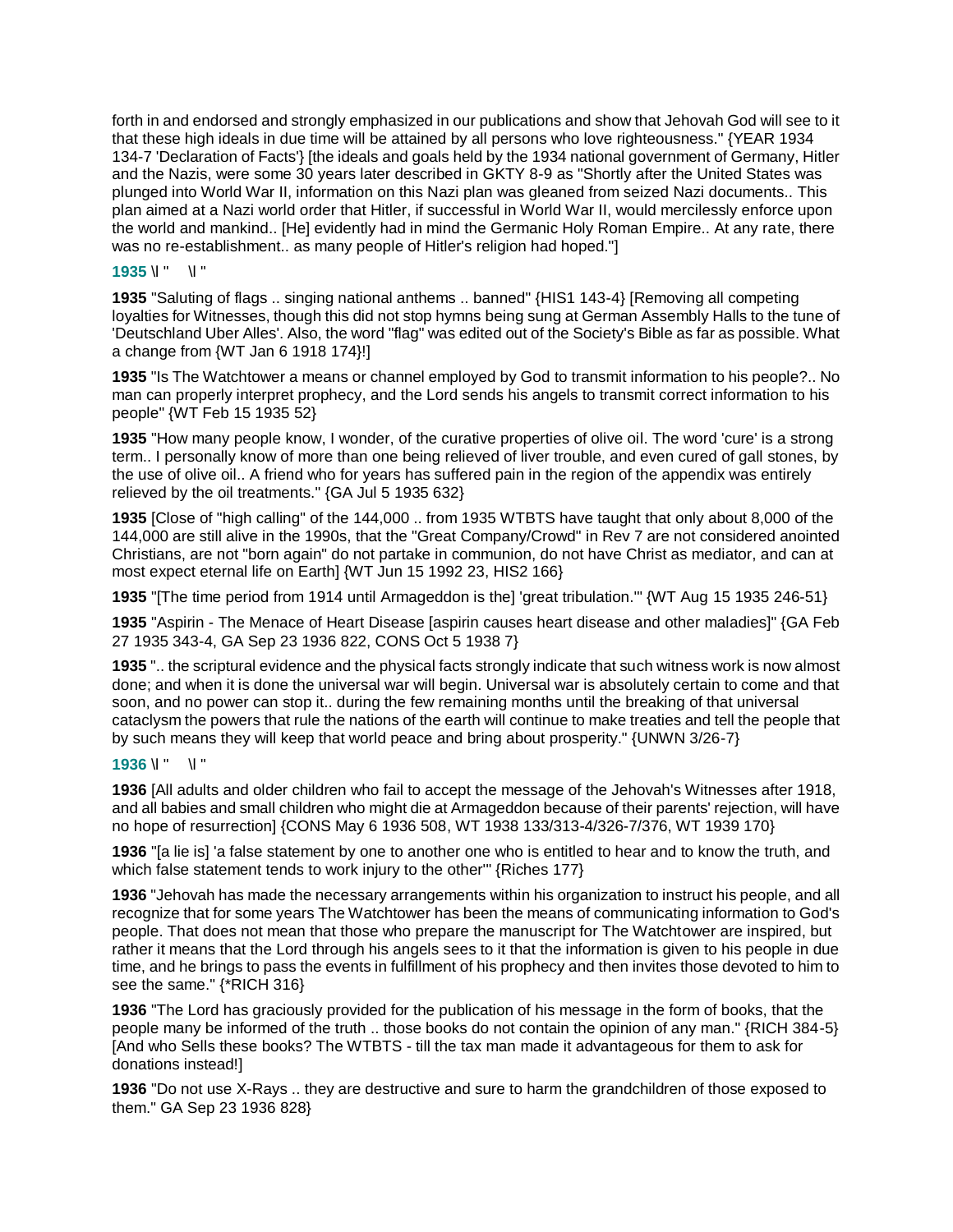forth in and endorsed and strongly emphasized in our publications and show that Jehovah God will see to it that these high ideals in due time will be attained by all persons who love righteousness." {YEAR 1934 134-7 'Declaration of Facts'} [the ideals and goals held by the 1934 national government of Germany, Hitler and the Nazis, were some 30 years later described in GKTY 8-9 as "Shortly after the United States was plunged into World War II, information on this Nazi plan was gleaned from seized Nazi documents.. This plan aimed at a Nazi world order that Hitler, if successful in World War II, would mercilessly enforce upon the world and mankind.. [He] evidently had in mind the Germanic Holy Roman Empire.. At any rate, there was no re-establishment.. as many people of Hitler's religion had hoped."]

**1935** \l "    \l "

**1935** "Saluting of flags .. singing national anthems .. banned" {HIS1 143-4} [Removing all competing loyalties for Witnesses, though this did not stop hymns being sung at German Assembly Halls to the tune of 'Deutschland Uber Alles'. Also, the word "flag" was edited out of the Society's Bible as far as possible. What a change from {WT Jan 6 1918 174}!]

**1935** "Is The Watchtower a means or channel employed by God to transmit information to his people?.. No man can properly interpret prophecy, and the Lord sends his angels to transmit correct information to his people" {WT Feb 15 1935 52}

**1935** "How many people know, I wonder, of the curative properties of olive oil. The word 'cure' is a strong term.. I personally know of more than one being relieved of liver trouble, and even cured of gall stones, by the use of olive oil.. A friend who for years has suffered pain in the region of the appendix was entirely relieved by the oil treatments." {GA Jul 5 1935 632}

**1935** [Close of "high calling" of the 144,000 .. from 1935 WTBTS have taught that only about 8,000 of the 144,000 are still alive in the 1990s, that the "Great Company/Crowd" in Rev 7 are not considered anointed Christians, are not "born again" do not partake in communion, do not have Christ as mediator, and can at most expect eternal life on Earth] {WT Jun 15 1992 23, HIS2 166}

**1935** "[The time period from 1914 until Armageddon is the] 'great tribulation.'" {WT Aug 15 1935 246-51}

**1935** "Aspirin - The Menace of Heart Disease [aspirin causes heart disease and other maladies]" {GA Feb 27 1935 343-4, GA Sep 23 1936 822, CONS Oct 5 1938 7}

**1935** ".. the scriptural evidence and the physical facts strongly indicate that such witness work is now almost done; and when it is done the universal war will begin. Universal war is absolutely certain to come and that soon, and no power can stop it.. during the few remaining months until the breaking of that universal cataclysm the powers that rule the nations of the earth will continue to make treaties and tell the people that by such means they will keep that world peace and bring about prosperity." {UNWN 3/26-7}

**1936** \l "    \l "

**1936** [All adults and older children who fail to accept the message of the Jehovah's Witnesses after 1918, and all babies and small children who might die at Armageddon because of their parents' rejection, will have no hope of resurrection] {CONS May 6 1936 508, WT 1938 133/313-4/326-7/376, WT 1939 170}

**1936** "[a lie is] 'a false statement by one to another one who is entitled to hear and to know the truth, and which false statement tends to work injury to the other'" {Riches 177}

**1936** "Jehovah has made the necessary arrangements within his organization to instruct his people, and all recognize that for some years The Watchtower has been the means of communicating information to God's people. That does not mean that those who prepare the manuscript for The Watchtower are inspired, but rather it means that the Lord through his angels sees to it that the information is given to his people in due time, and he brings to pass the events in fulfillment of his prophecy and then invites those devoted to him to see the same." {*RICH 316}

**1936** "The Lord has graciously provided for the publication of his message in the form of books, that the people many be informed of the truth .. those books do not contain the opinion of any man." {RICH 384-5} [And who Sells these books? The WTBTS - till the tax man made it advantageous for them to ask for donations instead!]

**1936** "Do not use X-Rays .. they are destructive and sure to harm the grandchildren of those exposed to them." GA Sep 23 1936 828}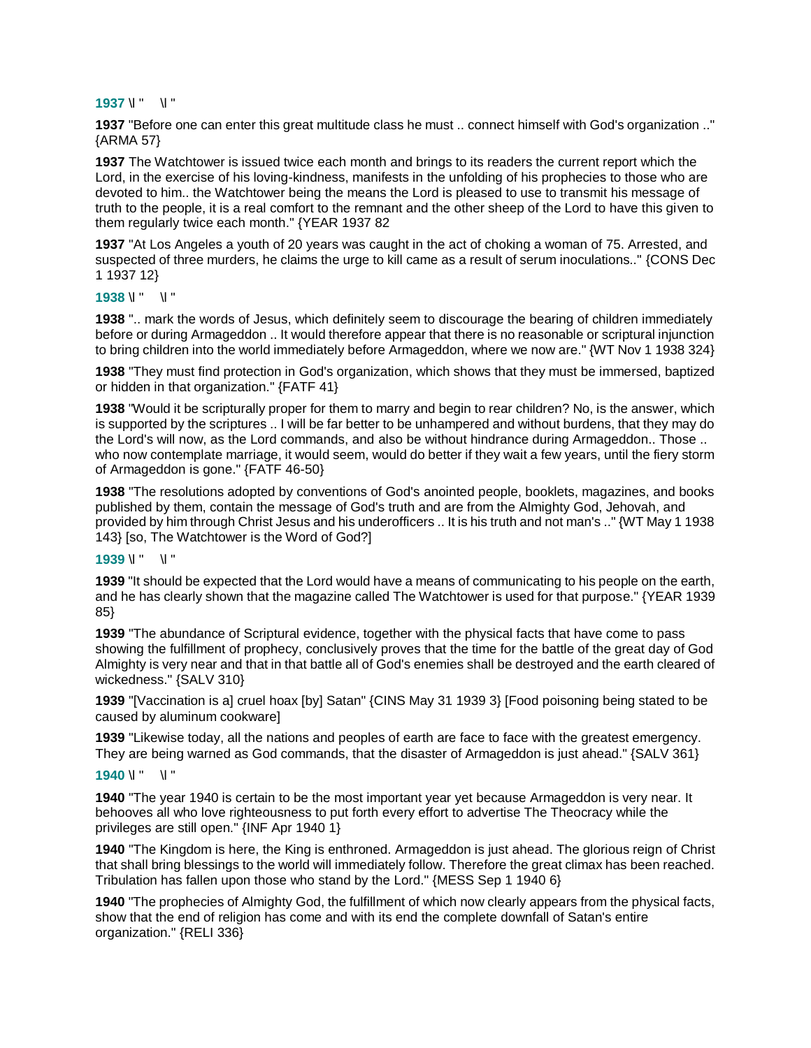**1937** \l " \l "

**1937** "Before one can enter this great multitude class he must .. connect himself with God's organization .." {ARMA 57}

**1937** The Watchtower is issued twice each month and brings to its readers the current report which the Lord, in the exercise of his loving-kindness, manifests in the unfolding of his prophecies to those who are devoted to him.. the Watchtower being the means the Lord is pleased to use to transmit his message of truth to the people, it is a real comfort to the remnant and the other sheep of the Lord to have this given to them regularly twice each month." {YEAR 1937 82

**1937** "At Los Angeles a youth of 20 years was caught in the act of choking a woman of 75. Arrested, and suspected of three murders, he claims the urge to kill came as a result of serum inoculations.." {CONS Dec 1 1937 12}

**1938** \l " \l "

**1938** ".. mark the words of Jesus, which definitely seem to discourage the bearing of children immediately before or during Armageddon .. It would therefore appear that there is no reasonable or scriptural injunction to bring children into the world immediately before Armageddon, where we now are." {WT Nov 1 1938 324}

**1938** "They must find protection in God's organization, which shows that they must be immersed, baptized or hidden in that organization." {FATF 41}

**1938** "Would it be scripturally proper for them to marry and begin to rear children? No, is the answer, which is supported by the scriptures .. I will be far better to be unhampered and without burdens, that they may do the Lord's will now, as the Lord commands, and also be without hindrance during Armageddon.. Those .. who now contemplate marriage, it would seem, would do better if they wait a few years, until the fiery storm of Armageddon is gone." {FATF 46-50}

**1938** "The resolutions adopted by conventions of God's anointed people, booklets, magazines, and books published by them, contain the message of God's truth and are from the Almighty God, Jehovah, and provided by him through Christ Jesus and his underofficers .. It is his truth and not man's .." {WT May 1 1938 143} [so, The Watchtower is the Word of God?]

**1939** \l " \l "

**1939** "It should be expected that the Lord would have a means of communicating to his people on the earth, and he has clearly shown that the magazine called The Watchtower is used for that purpose." {YEAR 1939 85}

**1939** "The abundance of Scriptural evidence, together with the physical facts that have come to pass showing the fulfillment of prophecy, conclusively proves that the time for the battle of the great day of God Almighty is very near and that in that battle all of God's enemies shall be destroyed and the earth cleared of wickedness." {SALV 310}

**1939** "[Vaccination is a] cruel hoax [by] Satan" {CINS May 31 1939 3} [Food poisoning being stated to be caused by aluminum cookware]

**1939** "Likewise today, all the nations and peoples of earth are face to face with the greatest emergency. They are being warned as God commands, that the disaster of Armageddon is just ahead." {SALV 361}

**1940** \l " \l "

**1940** "The year 1940 is certain to be the most important year yet because Armageddon is very near. It behooves all who love righteousness to put forth every effort to advertise The Theocracy while the privileges are still open." {INF Apr 1940 1}

**1940** "The Kingdom is here, the King is enthroned. Armageddon is just ahead. The glorious reign of Christ that shall bring blessings to the world will immediately follow. Therefore the great climax has been reached. Tribulation has fallen upon those who stand by the Lord." {MESS Sep 1 1940 6}

**1940** "The prophecies of Almighty God, the fulfillment of which now clearly appears from the physical facts, show that the end of religion has come and with its end the complete downfall of Satan's entire organization." {RELI 336}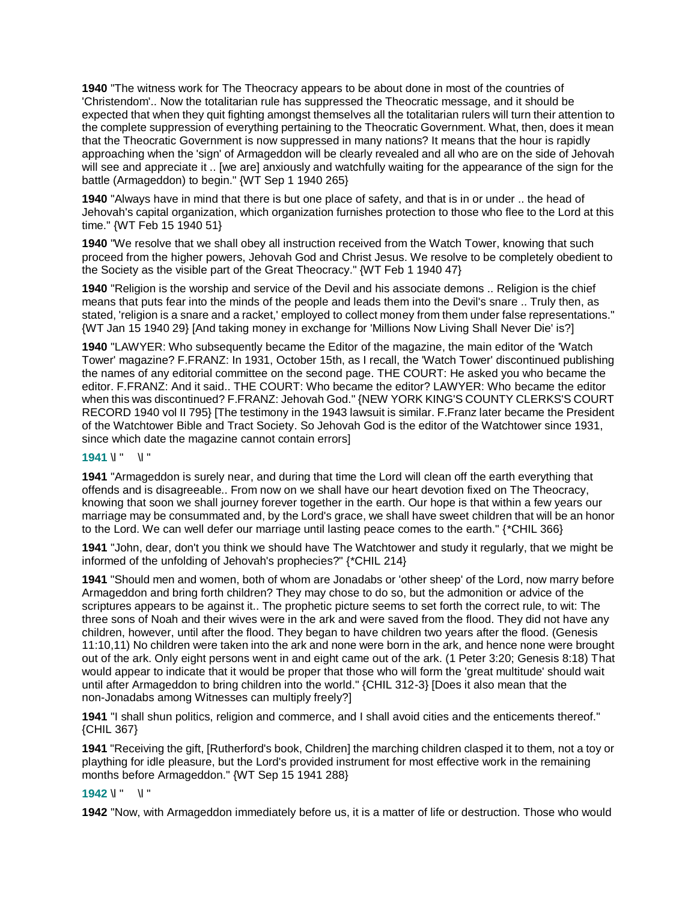**1940** "The witness work for The Theocracy appears to be about done in most of the countries of 'Christendom'.. Now the totalitarian rule has suppressed the Theocratic message, and it should be expected that when they quit fighting amongst themselves all the totalitarian rulers will turn their attention to the complete suppression of everything pertaining to the Theocratic Government. What, then, does it mean that the Theocratic Government is now suppressed in many nations? It means that the hour is rapidly approaching when the 'sign' of Armageddon will be clearly revealed and all who are on the side of Jehovah will see and appreciate it .. [we are] anxiously and watchfully waiting for the appearance of the sign for the battle (Armageddon) to begin." {WT Sep 1 1940 265}

**1940** "Always have in mind that there is but one place of safety, and that is in or under .. the head of Jehovah's capital organization, which organization furnishes protection to those who flee to the Lord at this time." {WT Feb 15 1940 51}

**1940** "We resolve that we shall obey all instruction received from the Watch Tower, knowing that such proceed from the higher powers, Jehovah God and Christ Jesus. We resolve to be completely obedient to the Society as the visible part of the Great Theocracy." {WT Feb 1 1940 47}

**1940** "Religion is the worship and service of the Devil and his associate demons .. Religion is the chief means that puts fear into the minds of the people and leads them into the Devil's snare .. Truly then, as stated, 'religion is a snare and a racket,' employed to collect money from them under false representations." {WT Jan 15 1940 29} [And taking money in exchange for 'Millions Now Living Shall Never Die' is?]

**1940** "LAWYER: Who subsequently became the Editor of the magazine, the main editor of the 'Watch Tower' magazine? F.FRANZ: In 1931, October 15th, as I recall, the 'Watch Tower' discontinued publishing the names of any editorial committee on the second page. THE COURT: He asked you who became the editor. F.FRANZ: And it said.. THE COURT: Who became the editor? LAWYER: Who became the editor when this was discontinued? F.FRANZ: Jehovah God." {NEW YORK KING'S COUNTY CLERKS'S COURT RECORD 1940 vol II 795} [The testimony in the 1943 lawsuit is similar. F.Franz later became the President of the Watchtower Bible and Tract Society. So Jehovah God is the editor of the Watchtower since 1931, since which date the magazine cannot contain errors]

**1941** \l " \l "

**1941** "Armageddon is surely near, and during that time the Lord will clean off the earth everything that offends and is disagreeable.. From now on we shall have our heart devotion fixed on The Theocracy, knowing that soon we shall journey forever together in the earth. Our hope is that within a few years our marriage may be consummated and, by the Lord's grace, we shall have sweet children that will be an honor to the Lord. We can well defer our marriage until lasting peace comes to the earth." {*CHIL 366}

**1941** "John, dear, don't you think we should have The Watchtower and study it regularly, that we might be informed of the unfolding of Jehovah's prophecies?" {*CHIL 214}

**1941** "Should men and women, both of whom are Jonadabs or 'other sheep' of the Lord, now marry before Armageddon and bring forth children? They may chose to do so, but the admonition or advice of the scriptures appears to be against it.. The prophetic picture seems to set forth the correct rule, to wit: The three sons of Noah and their wives were in the ark and were saved from the flood. They did not have any children, however, until after the flood. They began to have children two years after the flood. (Genesis 11:10,11) No children were taken into the ark and none were born in the ark, and hence none were brought out of the ark. Only eight persons went in and eight came out of the ark. (1 Peter 3:20; Genesis 8:18) That would appear to indicate that it would be proper that those who will form the 'great multitude' should wait until after Armageddon to bring children into the world." {CHIL 312-3} [Does it also mean that the non-Jonadabs among Witnesses can multiply freely?]

**1941** "I shall shun politics, religion and commerce, and I shall avoid cities and the enticements thereof." {CHIL 367}

**1941** "Receiving the gift, [Rutherford's book, Children] the marching children clasped it to them, not a toy or plaything for idle pleasure, but the Lord's provided instrument for most effective work in the remaining months before Armageddon." {WT Sep 15 1941 288}

**1942** \l " \l "

**1942** "Now, with Armageddon immediately before us, it is a matter of life or destruction. Those who would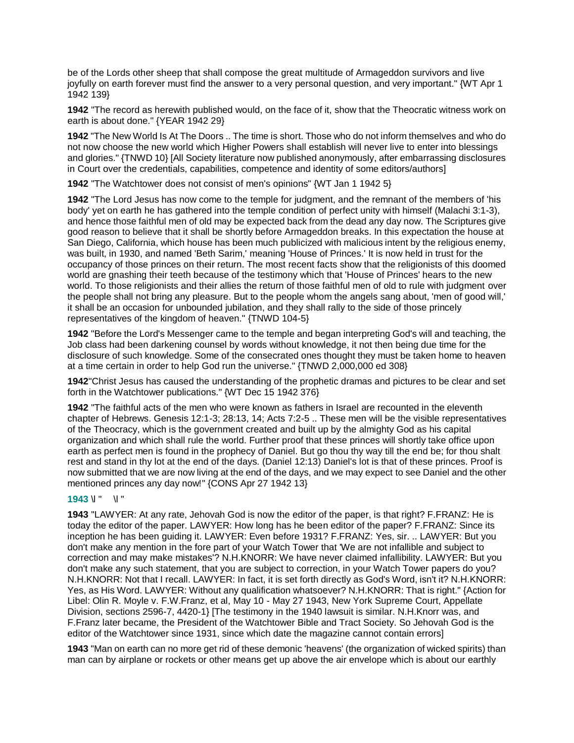be of the Lords other sheep that shall compose the great multitude of Armageddon survivors and live joyfully on earth forever must find the answer to a very personal question, and very important." {WT Apr 1 1942 139}

**1942** "The record as herewith published would, on the face of it, show that the Theocratic witness work on earth is about done." {YEAR 1942 29}

**1942** "The New World Is At The Doors .. The time is short. Those who do not inform themselves and who do not now choose the new world which Higher Powers shall establish will never live to enter into blessings and glories." {TNWD 10} [All Society literature now published anonymously, after embarrassing disclosures in Court over the credentials, capabilities, competence and identity of some editors/authors]

**1942** "The Watchtower does not consist of men's opinions" {WT Jan 1 1942 5}

**1942** "The Lord Jesus has now come to the temple for judgment, and the remnant of the members of 'his body' yet on earth he has gathered into the temple condition of perfect unity with himself (Malachi 3:1-3), and hence those faithful men of old may be expected back from the dead any day now. The Scriptures give good reason to believe that it shall be shortly before Armageddon breaks. In this expectation the house at San Diego, California, which house has been much publicized with malicious intent by the religious enemy, was built, in 1930, and named 'Beth Sarim,' meaning 'House of Princes.' It is now held in trust for the occupancy of those princes on their return. The most recent facts show that the religionists of this doomed world are gnashing their teeth because of the testimony which that 'House of Princes' hears to the new world. To those religionists and their allies the return of those faithful men of old to rule with judgment over the people shall not bring any pleasure. But to the people whom the angels sang about, 'men of good will,' it shall be an occasion for unbounded jubilation, and they shall rally to the side of those princely representatives of the kingdom of heaven." {TNWD 104-5}

**1942** "Before the Lord's Messenger came to the temple and began interpreting God's will and teaching, the Job class had been darkening counsel by words without knowledge, it not then being due time for the disclosure of such knowledge. Some of the consecrated ones thought they must be taken home to heaven at a time certain in order to help God run the universe." {TNWD 2,000,000 ed 308}

**1942**"Christ Jesus has caused the understanding of the prophetic dramas and pictures to be clear and set forth in the Watchtower publications." {WT Dec 15 1942 376}

**1942** "The faithful acts of the men who were known as fathers in Israel are recounted in the eleventh chapter of Hebrews. Genesis 12:1-3; 28:13, 14; Acts 7:2-5 .. These men will be the visible representatives of the Theocracy, which is the government created and built up by the almighty God as his capital organization and which shall rule the world. Further proof that these princes will shortly take office upon earth as perfect men is found in the prophecy of Daniel. But go thou thy way till the end be; for thou shalt rest and stand in thy lot at the end of the days. (Daniel 12:13) Daniel's lot is that of these princes. Proof is now submitted that we are now living at the end of the days, and we may expect to see Daniel and the other mentioned princes any day now!" {CONS Apr 27 1942 13}

**1943** \l " \l "

**1943** "LAWYER: At any rate, Jehovah God is now the editor of the paper, is that right? F.FRANZ: He is today the editor of the paper. LAWYER: How long has he been editor of the paper? F.FRANZ: Since its inception he has been guiding it. LAWYER: Even before 1931? F.FRANZ: Yes, sir. .. LAWYER: But you don't make any mention in the fore part of your Watch Tower that 'We are not infallible and subject to correction and may make mistakes'? N.H.KNORR: We have never claimed infallibility. LAWYER: But you don't make any such statement, that you are subject to correction, in your Watch Tower papers do you? N.H.KNORR: Not that I recall. LAWYER: In fact, it is set forth directly as God's Word, isn't it? N.H.KNORR: Yes, as His Word. LAWYER: Without any qualification whatsoever? N.H.KNORR: That is right." {Action for Libel: Olin R. Moyle v. F.W.Franz, et al, May 10 - May 27 1943, New York Supreme Court, Appellate Division, sections 2596-7, 4420-1} [The testimony in the 1940 lawsuit is similar. N.H.Knorr was, and F.Franz later became, the President of the Watchtower Bible and Tract Society. So Jehovah God is the editor of the Watchtower since 1931, since which date the magazine cannot contain errors]

**1943** "Man on earth can no more get rid of these demonic 'heavens' (the organization of wicked spirits) than man can by airplane or rockets or other means get up above the air envelope which is about our earthly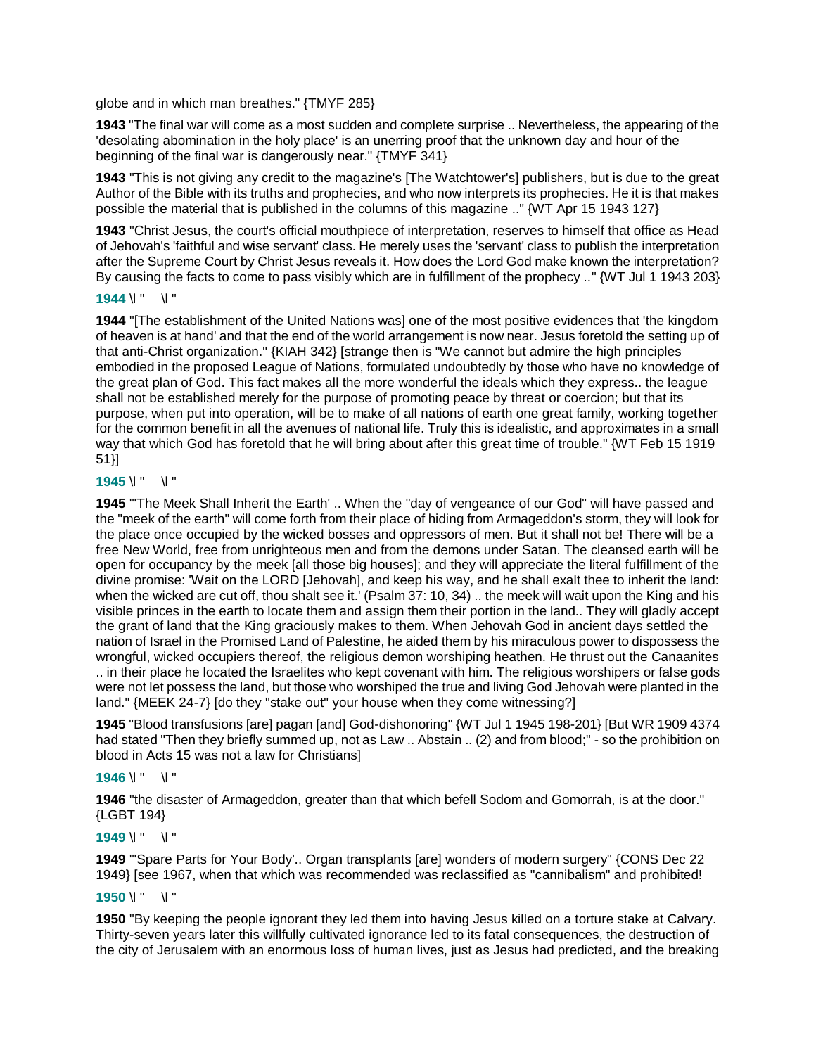globe and in which man breathes." {TMYF 285}

**1943** "The final war will come as a most sudden and complete surprise .. Nevertheless, the appearing of the 'desolating abomination in the holy place' is an unerring proof that the unknown day and hour of the beginning of the final war is dangerously near." {TMYF 341}

**1943** "This is not giving any credit to the magazine's [The Watchtower's] publishers, but is due to the great Author of the Bible with its truths and prophecies, and who now interprets its prophecies. He it is that makes possible the material that is published in the columns of this magazine .." {WT Apr 15 1943 127}

**1943** "Christ Jesus, the court's official mouthpiece of interpretation, reserves to himself that office as Head of Jehovah's 'faithful and wise servant' class. He merely uses the 'servant' class to publish the interpretation after the Supreme Court by Christ Jesus reveals it. How does the Lord God make known the interpretation? By causing the facts to come to pass visibly which are in fulfillment of the prophecy .." {WT Jul 1 1943 203}

**1944** \l " \l "

**1944** "[The establishment of the United Nations was] one of the most positive evidences that 'the kingdom of heaven is at hand' and that the end of the world arrangement is now near. Jesus foretold the setting up of that anti-Christ organization." {KIAH 342} [strange then is "We cannot but admire the high principles embodied in the proposed League of Nations, formulated undoubtedly by those who have no knowledge of the great plan of God. This fact makes all the more wonderful the ideals which they express.. the league shall not be established merely for the purpose of promoting peace by threat or coercion; but that its purpose, when put into operation, will be to make of all nations of earth one great family, working together for the common benefit in all the avenues of national life. Truly this is idealistic, and approximates in a small way that which God has foretold that he will bring about after this great time of trouble." {WT Feb 15 1919 51}]

**1945** \l " \l "

**1945** "'The Meek Shall Inherit the Earth' .. When the "day of vengeance of our God" will have passed and the "meek of the earth" will come forth from their place of hiding from Armageddon's storm, they will look for the place once occupied by the wicked bosses and oppressors of men. But it shall not be! There will be a free New World, free from unrighteous men and from the demons under Satan. The cleansed earth will be open for occupancy by the meek [all those big houses]; and they will appreciate the literal fulfillment of the divine promise: 'Wait on the LORD [Jehovah], and keep his way, and he shall exalt thee to inherit the land: when the wicked are cut off, thou shalt see it.' (Psalm 37: 10, 34) .. the meek will wait upon the King and his visible princes in the earth to locate them and assign them their portion in the land.. They will gladly accept the grant of land that the King graciously makes to them. When Jehovah God in ancient days settled the nation of Israel in the Promised Land of Palestine, he aided them by his miraculous power to dispossess the wrongful, wicked occupiers thereof, the religious demon worshiping heathen. He thrust out the Canaanites .. in their place he located the Israelites who kept covenant with him. The religious worshipers or false gods were not let possess the land, but those who worshiped the true and living God Jehovah were planted in the land." {MEEK 24-7} [do they "stake out" your house when they come witnessing?]

**1945** "Blood transfusions [are] pagan [and] God-dishonoring" {WT Jul 1 1945 198-201} [But WR 1909 4374 had stated "Then they briefly summed up, not as Law .. Abstain .. (2) and from blood;" - so the prohibition on blood in Acts 15 was not a law for Christians]

**1946** \l " \l "

**1946** "the disaster of Armageddon, greater than that which befell Sodom and Gomorrah, is at the door." {LGBT 194}

**1949** \l " \l "

**1949** "'Spare Parts for Your Body'.. Organ transplants [are] wonders of modern surgery" {CONS Dec 22 1949} [see 1967, when that which was recommended was reclassified as "cannibalism" and prohibited!

**1950** \l " \l "

**1950** "By keeping the people ignorant they led them into having Jesus killed on a torture stake at Calvary. Thirty-seven years later this willfully cultivated ignorance led to its fatal consequences, the destruction of the city of Jerusalem with an enormous loss of human lives, just as Jesus had predicted, and the breaking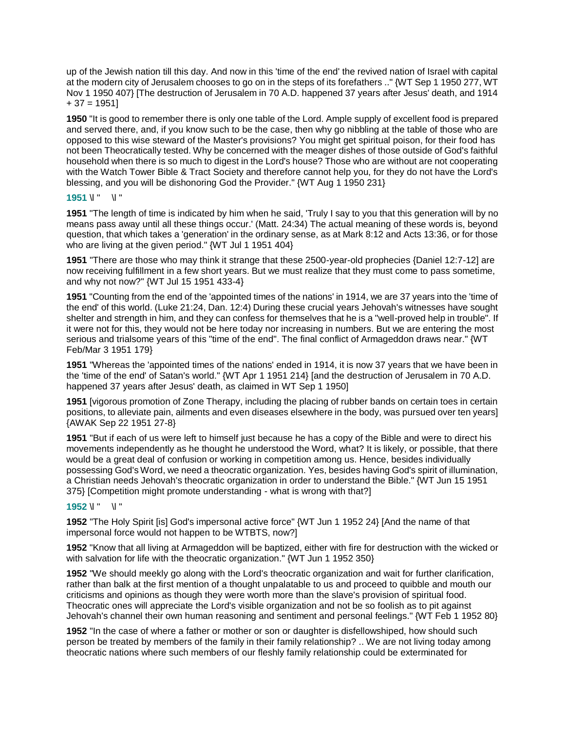up of the Jewish nation till this day. And now in this 'time of the end' the revived nation of Israel with capital at the modern city of Jerusalem chooses to go on in the steps of its forefathers .." {WT Sep 1 1950 277, WT Nov 1 1950 407} [The destruction of Jerusalem in 70 A.D. happened 37 years after Jesus' death, and 1914 + 37 = 1951]

**1950** "It is good to remember there is only one table of the Lord. Ample supply of excellent food is prepared and served there, and, if you know such to be the case, then why go nibbling at the table of those who are opposed to this wise steward of the Master's provisions? You might get spiritual poison, for their food has not been Theocratically tested. Why be concerned with the meager dishes of those outside of God's faithful household when there is so much to digest in the Lord's house? Those who are without are not cooperating with the Watch Tower Bible & Tract Society and therefore cannot help you, for they do not have the Lord's blessing, and you will be dishonoring God the Provider." {WT Aug 1 1950 231}

**1951** \l "    \l "

**1951** "The length of time is indicated by him when he said, 'Truly I say to you that this generation will by no means pass away until all these things occur.' (Matt. 24:34) The actual meaning of these words is, beyond question, that which takes a 'generation' in the ordinary sense, as at Mark 8:12 and Acts 13:36, or for those who are living at the given period." {WT Jul 1 1951 404}

**1951** "There are those who may think it strange that these 2500-year-old prophecies {Daniel 12:7-12] are now receiving fulfillment in a few short years. But we must realize that they must come to pass sometime, and why not now?" {WT Jul 15 1951 433-4}

**1951** "Counting from the end of the 'appointed times of the nations' in 1914, we are 37 years into the 'time of the end' of this world. (Luke 21:24, Dan. 12:4) During these crucial years Jehovah's witnesses have sought shelter and strength in him, and they can confess for themselves that he is a "well-proved help in trouble". If it were not for this, they would not be here today nor increasing in numbers. But we are entering the most serious and trialsome years of this "time of the end". The final conflict of Armageddon draws near." {WT Feb/Mar 3 1951 179}

**1951** "Whereas the 'appointed times of the nations' ended in 1914, it is now 37 years that we have been in the 'time of the end' of Satan's world." {WT Apr 1 1951 214} [and the destruction of Jerusalem in 70 A.D. happened 37 years after Jesus' death, as claimed in WT Sep 1 1950]

**1951** [vigorous promotion of Zone Therapy, including the placing of rubber bands on certain toes in certain positions, to alleviate pain, ailments and even diseases elsewhere in the body, was pursued over ten years] {AWAK Sep 22 1951 27-8}

**1951** "But if each of us were left to himself just because he has a copy of the Bible and were to direct his movements independently as he thought he understood the Word, what? It is likely, or possible, that there would be a great deal of confusion or working in competition among us. Hence, besides individually possessing God's Word, we need a theocratic organization. Yes, besides having God's spirit of illumination, a Christian needs Jehovah's theocratic organization in order to understand the Bible." {WT Jun 15 1951 375} [Competition might promote understanding - what is wrong with that?]

**1952** \l "    \l "

**1952** "The Holy Spirit [is] God's impersonal active force" {WT Jun 1 1952 24} [And the name of that impersonal force would not happen to be WTBTS, now?]

**1952** "Know that all living at Armageddon will be baptized, either with fire for destruction with the wicked or with salvation for life with the theocratic organization." {WT Jun 1 1952 350}

**1952** "We should meekly go along with the Lord's theocratic organization and wait for further clarification, rather than balk at the first mention of a thought unpalatable to us and proceed to quibble and mouth our criticisms and opinions as though they were worth more than the slave's provision of spiritual food. Theocratic ones will appreciate the Lord's visible organization and not be so foolish as to pit against Jehovah's channel their own human reasoning and sentiment and personal feelings." {WT Feb 1 1952 80}

**1952** "In the case of where a father or mother or son or daughter is disfellowshiped, how should such person be treated by members of the family in their family relationship? .. We are not living today among theocratic nations where such members of our fleshly family relationship could be exterminated for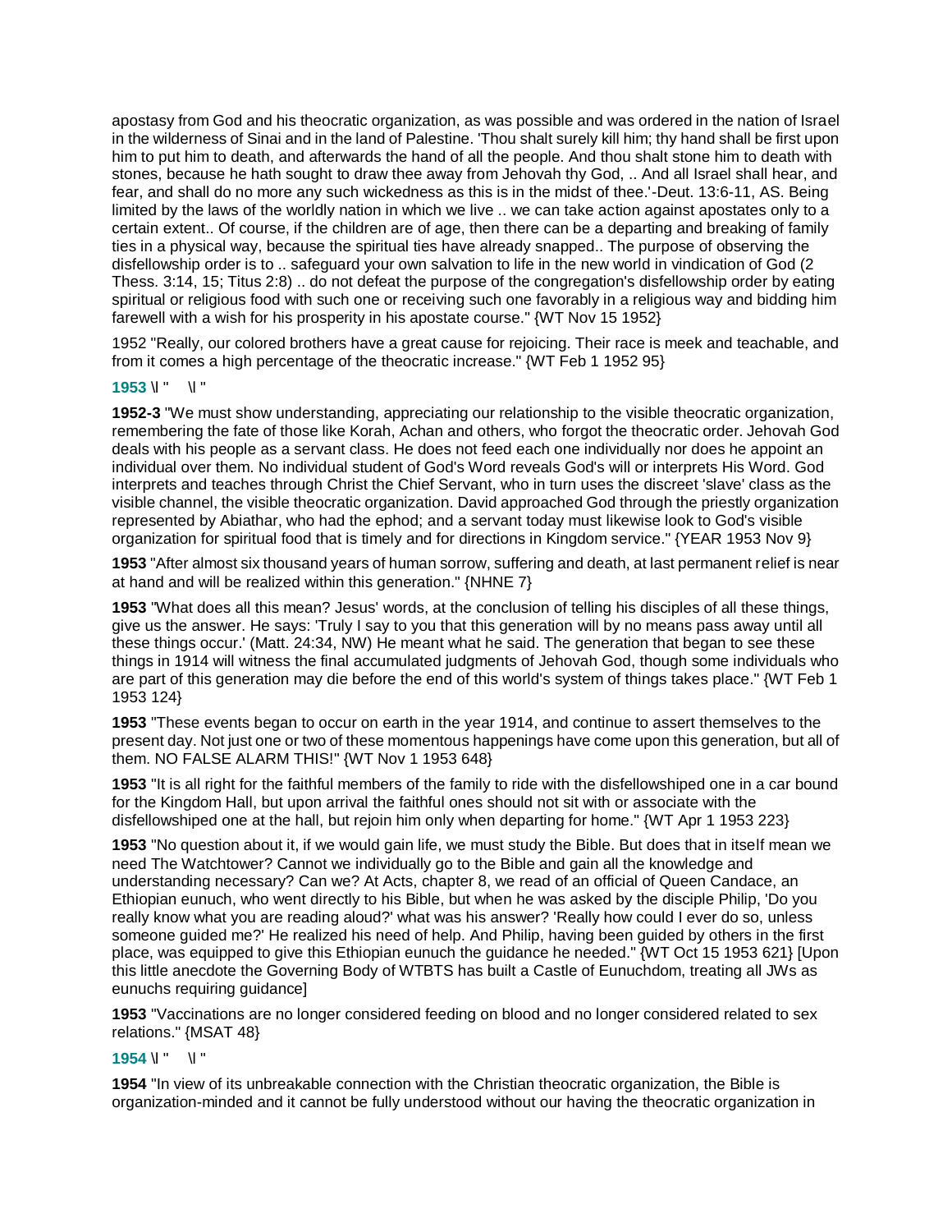apostasy from God and his theocratic organization, as was possible and was ordered in the nation of Israel in the wilderness of Sinai and in the land of Palestine. 'Thou shalt surely kill him; thy hand shall be first upon him to put him to death, and afterwards the hand of all the people. And thou shalt stone him to death with stones, because he hath sought to draw thee away from Jehovah thy God, .. And all Israel shall hear, and fear, and shall do no more any such wickedness as this is in the midst of thee.'-Deut. 13:6-11, AS. Being limited by the laws of the worldly nation in which we live .. we can take action against apostates only to a certain extent.. Of course, if the children are of age, then there can be a departing and breaking of family ties in a physical way, because the spiritual ties have already snapped.. The purpose of observing the disfellowship order is to .. safeguard your own salvation to life in the new world in vindication of God (2 Thess. 3:14, 15; Titus 2:8) .. do not defeat the purpose of the congregation's disfellowship order by eating spiritual or religious food with such one or receiving such one favorably in a religious way and bidding him farewell with a wish for his prosperity in his apostate course." {WT Nov 15 1952}

1952 "Really, our colored brothers have a great cause for rejoicing. Their race is meek and teachable, and from it comes a high percentage of the theocratic increase." {WT Feb 1 1952 95}

**1953** \l " \l "

**1952-3** "We must show understanding, appreciating our relationship to the visible theocratic organization, remembering the fate of those like Korah, Achan and others, who forgot the theocratic order. Jehovah God deals with his people as a servant class. He does not feed each one individually nor does he appoint an individual over them. No individual student of God's Word reveals God's will or interprets His Word. God interprets and teaches through Christ the Chief Servant, who in turn uses the discreet 'slave' class as the visible channel, the visible theocratic organization. David approached God through the priestly organization represented by Abiathar, who had the ephod; and a servant today must likewise look to God's visible organization for spiritual food that is timely and for directions in Kingdom service." {YEAR 1953 Nov 9}

**1953** "After almost six thousand years of human sorrow, suffering and death, at last permanent relief is near at hand and will be realized within this generation." {NHNE 7}

**1953** "What does all this mean? Jesus' words, at the conclusion of telling his disciples of all these things, give us the answer. He says: 'Truly I say to you that this generation will by no means pass away until all these things occur.' (Matt. 24:34, NW) He meant what he said. The generation that began to see these things in 1914 will witness the final accumulated judgments of Jehovah God, though some individuals who are part of this generation may die before the end of this world's system of things takes place." {WT Feb 1 1953 124}

**1953** "These events began to occur on earth in the year 1914, and continue to assert themselves to the present day. Not just one or two of these momentous happenings have come upon this generation, but all of them. NO FALSE ALARM THIS!" {WT Nov 1 1953 648}

**1953** "It is all right for the faithful members of the family to ride with the disfellowshiped one in a car bound for the Kingdom Hall, but upon arrival the faithful ones should not sit with or associate with the disfellowshiped one at the hall, but rejoin him only when departing for home." {WT Apr 1 1953 223}

**1953** "No question about it, if we would gain life, we must study the Bible. But does that in itself mean we need The Watchtower? Cannot we individually go to the Bible and gain all the knowledge and understanding necessary? Can we? At Acts, chapter 8, we read of an official of Queen Candace, an Ethiopian eunuch, who went directly to his Bible, but when he was asked by the disciple Philip, 'Do you really know what you are reading aloud?' what was his answer? 'Really how could I ever do so, unless someone guided me?' He realized his need of help. And Philip, having been guided by others in the first place, was equipped to give this Ethiopian eunuch the guidance he needed." {WT Oct 15 1953 621} [Upon this little anecdote the Governing Body of WTBTS has built a Castle of Eunuchdom, treating all JWs as eunuchs requiring guidance]

**1953** "Vaccinations are no longer considered feeding on blood and no longer considered related to sex relations." {MSAT 48}

**1954** \l " \l "

**1954** "In view of its unbreakable connection with the Christian theocratic organization, the Bible is organization-minded and it cannot be fully understood without our having the theocratic organization in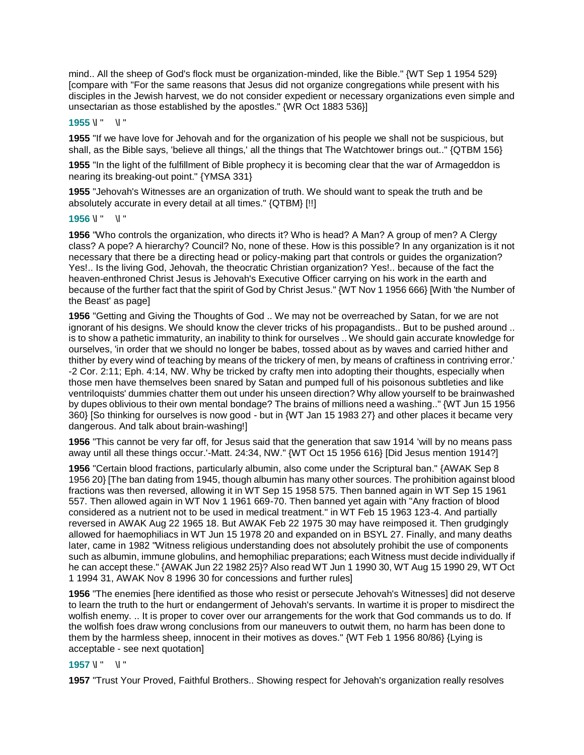mind.. All the sheep of God's flock must be organization-minded, like the Bible." {WT Sep 1 1954 529} [compare with "For the same reasons that Jesus did not organize congregations while present with his disciples in the Jewish harvest, we do not consider expedient or necessary organizations even simple and unsectarian as those established by the apostles." {WR Oct 1883 536}]

**1955** \l " \l "

**1955** "If we have love for Jehovah and for the organization of his people we shall not be suspicious, but shall, as the Bible says, 'believe all things,' all the things that The Watchtower brings out.." {QTBM 156}

**1955** "In the light of the fulfillment of Bible prophecy it is becoming clear that the war of Armageddon is nearing its breaking-out point." {YMSA 331}

**1955** "Jehovah's Witnesses are an organization of truth. We should want to speak the truth and be absolutely accurate in every detail at all times." {QTBM} [!!]

**1956** \l " \l "

**1956** "Who controls the organization, who directs it? Who is head? A Man? A group of men? A Clergy class? A pope? A hierarchy? Council? No, none of these. How is this possible? In any organization is it not necessary that there be a directing head or policy-making part that controls or guides the organization? Yes!.. Is the living God, Jehovah, the theocratic Christian organization? Yes!.. because of the fact the heaven-enthroned Christ Jesus is Jehovah's Executive Officer carrying on his work in the earth and because of the further fact that the spirit of God by Christ Jesus." {WT Nov 1 1956 666} [With 'the Number of the Beast' as page]

**1956** "Getting and Giving the Thoughts of God .. We may not be overreached by Satan, for we are not ignorant of his designs. We should know the clever tricks of his propagandists.. But to be pushed around .. is to show a pathetic immaturity, an inability to think for ourselves .. We should gain accurate knowledge for ourselves, 'in order that we should no longer be babes, tossed about as by waves and carried hither and thither by every wind of teaching by means of the trickery of men, by means of craftiness in contriving error.' -2 Cor. 2:11; Eph. 4:14, NW. Why be tricked by crafty men into adopting their thoughts, especially when those men have themselves been snared by Satan and pumped full of his poisonous subtleties and like ventriloquists' dummies chatter them out under his unseen direction? Why allow yourself to be brainwashed by dupes oblivious to their own mental bondage? The brains of millions need a washing.." {WT Jun 15 1956 360} [So thinking for ourselves is now good - but in {WT Jan 15 1983 27} and other places it became very dangerous. And talk about brain-washing!]

**1956** "This cannot be very far off, for Jesus said that the generation that saw 1914 'will by no means pass away until all these things occur.'-Matt. 24:34, NW." {WT Oct 15 1956 616} [Did Jesus mention 1914?]

**1956** "Certain blood fractions, particularly albumin, also come under the Scriptural ban." {AWAK Sep 8 1956 20} [The ban dating from 1945, though albumin has many other sources. The prohibition against blood fractions was then reversed, allowing it in WT Sep 15 1958 575. Then banned again in WT Sep 15 1961 557. Then allowed again in WT Nov 1 1961 669-70. Then banned yet again with "Any fraction of blood considered as a nutrient not to be used in medical treatment." in WT Feb 15 1963 123-4. And partially reversed in AWAK Aug 22 1965 18. But AWAK Feb 22 1975 30 may have reimposed it. Then grudgingly allowed for haemophiliacs in WT Jun 15 1978 20 and expanded on in BSYL 27. Finally, and many deaths later, came in 1982 "Witness religious understanding does not absolutely prohibit the use of components such as albumin, immune globulins, and hemophiliac preparations; each Witness must decide individually if he can accept these." {AWAK Jun 22 1982 25}? Also read WT Jun 1 1990 30, WT Aug 15 1990 29, WT Oct 1 1994 31, AWAK Nov 8 1996 30 for concessions and further rules]

**1956** "The enemies [here identified as those who resist or persecute Jehovah's Witnesses] did not deserve to learn the truth to the hurt or endangerment of Jehovah's servants. In wartime it is proper to misdirect the wolfish enemy. .. It is proper to cover over our arrangements for the work that God commands us to do. If the wolfish foes draw wrong conclusions from our maneuvers to outwit them, no harm has been done to them by the harmless sheep, innocent in their motives as doves." {WT Feb 1 1956 80/86} {Lying is acceptable - see next quotation]

**1957** \l " \l "

**1957** "Trust Your Proved, Faithful Brothers.. Showing respect for Jehovah's organization really resolves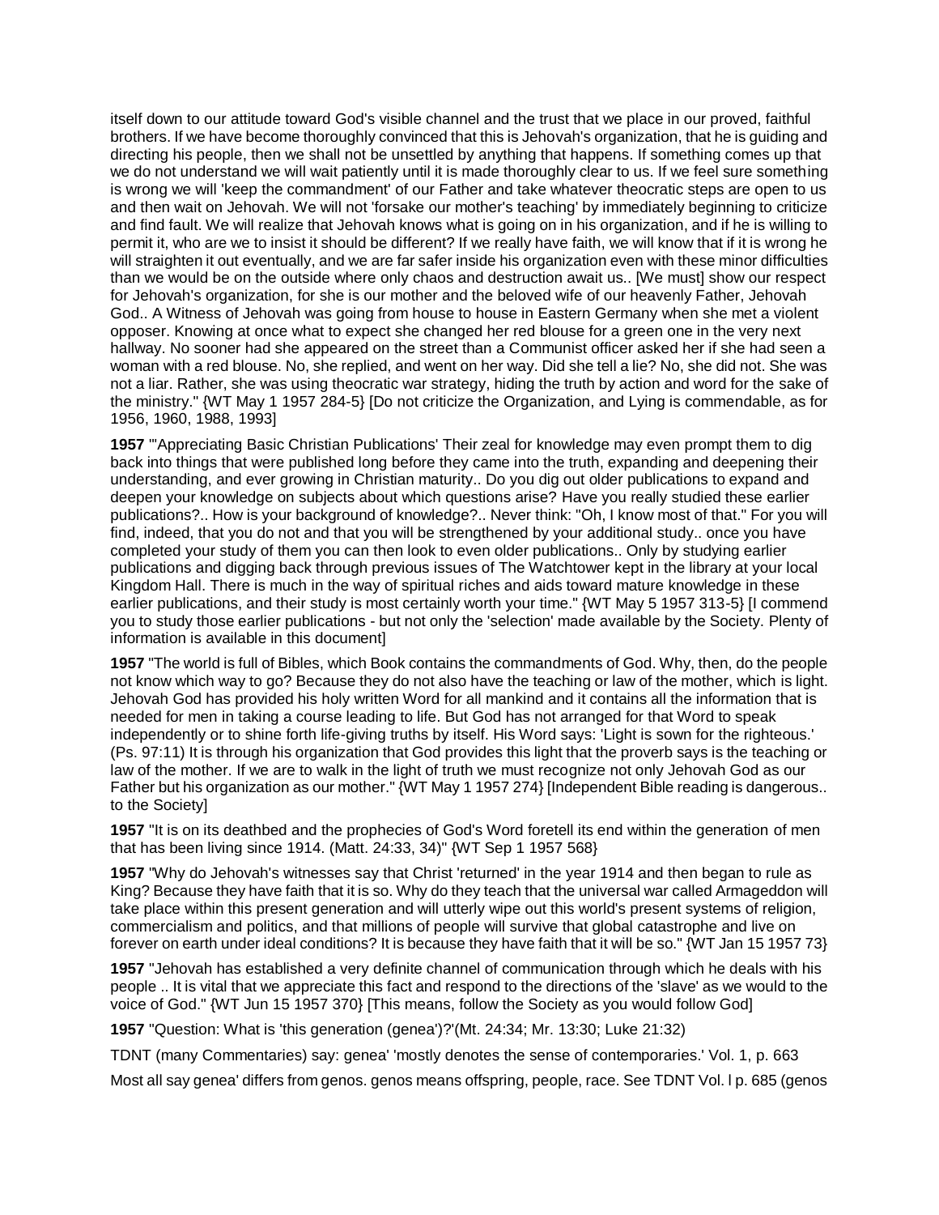itself down to our attitude toward God's visible channel and the trust that we place in our proved, faithful brothers. If we have become thoroughly convinced that this is Jehovah's organization, that he is guiding and directing his people, then we shall not be unsettled by anything that happens. If something comes up that we do not understand we will wait patiently until it is made thoroughly clear to us. If we feel sure something is wrong we will 'keep the commandment' of our Father and take whatever theocratic steps are open to us and then wait on Jehovah. We will not 'forsake our mother's teaching' by immediately beginning to criticize and find fault. We will realize that Jehovah knows what is going on in his organization, and if he is willing to permit it, who are we to insist it should be different? If we really have faith, we will know that if it is wrong he will straighten it out eventually, and we are far safer inside his organization even with these minor difficulties than we would be on the outside where only chaos and destruction await us.. [We must] show our respect for Jehovah's organization, for she is our mother and the beloved wife of our heavenly Father, Jehovah God.. A Witness of Jehovah was going from house to house in Eastern Germany when she met a violent opposer. Knowing at once what to expect she changed her red blouse for a green one in the very next hallway. No sooner had she appeared on the street than a Communist officer asked her if she had seen a woman with a red blouse. No, she replied, and went on her way. Did she tell a lie? No, she did not. She was not a liar. Rather, she was using theocratic war strategy, hiding the truth by action and word for the sake of the ministry." {WT May 1 1957 284-5} [Do not criticize the Organization, and Lying is commendable, as for 1956, 1960, 1988, 1993]

**1957** "'Appreciating Basic Christian Publications' Their zeal for knowledge may even prompt them to dig back into things that were published long before they came into the truth, expanding and deepening their understanding, and ever growing in Christian maturity.. Do you dig out older publications to expand and deepen your knowledge on subjects about which questions arise? Have you really studied these earlier publications?.. How is your background of knowledge?.. Never think: "Oh, I know most of that." For you will find, indeed, that you do not and that you will be strengthened by your additional study.. once you have completed your study of them you can then look to even older publications.. Only by studying earlier publications and digging back through previous issues of The Watchtower kept in the library at your local Kingdom Hall. There is much in the way of spiritual riches and aids toward mature knowledge in these earlier publications, and their study is most certainly worth your time." {WT May 5 1957 313-5} [I commend you to study those earlier publications - but not only the 'selection' made available by the Society. Plenty of information is available in this document]

**1957** "The world is full of Bibles, which Book contains the commandments of God. Why, then, do the people not know which way to go? Because they do not also have the teaching or law of the mother, which is light. Jehovah God has provided his holy written Word for all mankind and it contains all the information that is needed for men in taking a course leading to life. But God has not arranged for that Word to speak independently or to shine forth life-giving truths by itself. His Word says: 'Light is sown for the righteous.' (Ps. 97:11) It is through his organization that God provides this light that the proverb says is the teaching or law of the mother. If we are to walk in the light of truth we must recognize not only Jehovah God as our Father but his organization as our mother." {WT May 1 1957 274} [Independent Bible reading is dangerous.. to the Society]

**1957** "It is on its deathbed and the prophecies of God's Word foretell its end within the generation of men that has been living since 1914. (Matt. 24:33, 34)" {WT Sep 1 1957 568}

**1957** "Why do Jehovah's witnesses say that Christ 'returned' in the year 1914 and then began to rule as King? Because they have faith that it is so. Why do they teach that the universal war called Armageddon will take place within this present generation and will utterly wipe out this world's present systems of religion, commercialism and politics, and that millions of people will survive that global catastrophe and live on forever on earth under ideal conditions? It is because they have faith that it will be so." {WT Jan 15 1957 73}

**1957** "Jehovah has established a very definite channel of communication through which he deals with his people .. It is vital that we appreciate this fact and respond to the directions of the 'slave' as we would to the voice of God." {WT Jun 15 1957 370} [This means, follow the Society as you would follow God]

**1957** "Question: What is 'this generation (genea')?'(Mt. 24:34; Mr. 13:30; Luke 21:32)

TDNT (many Commentaries) say: genea' 'mostly denotes the sense of contemporaries.' Vol. 1, p. 663

Most all say genea' differs from genos. genos means offspring, people, race. See TDNT Vol. l p. 685 (genos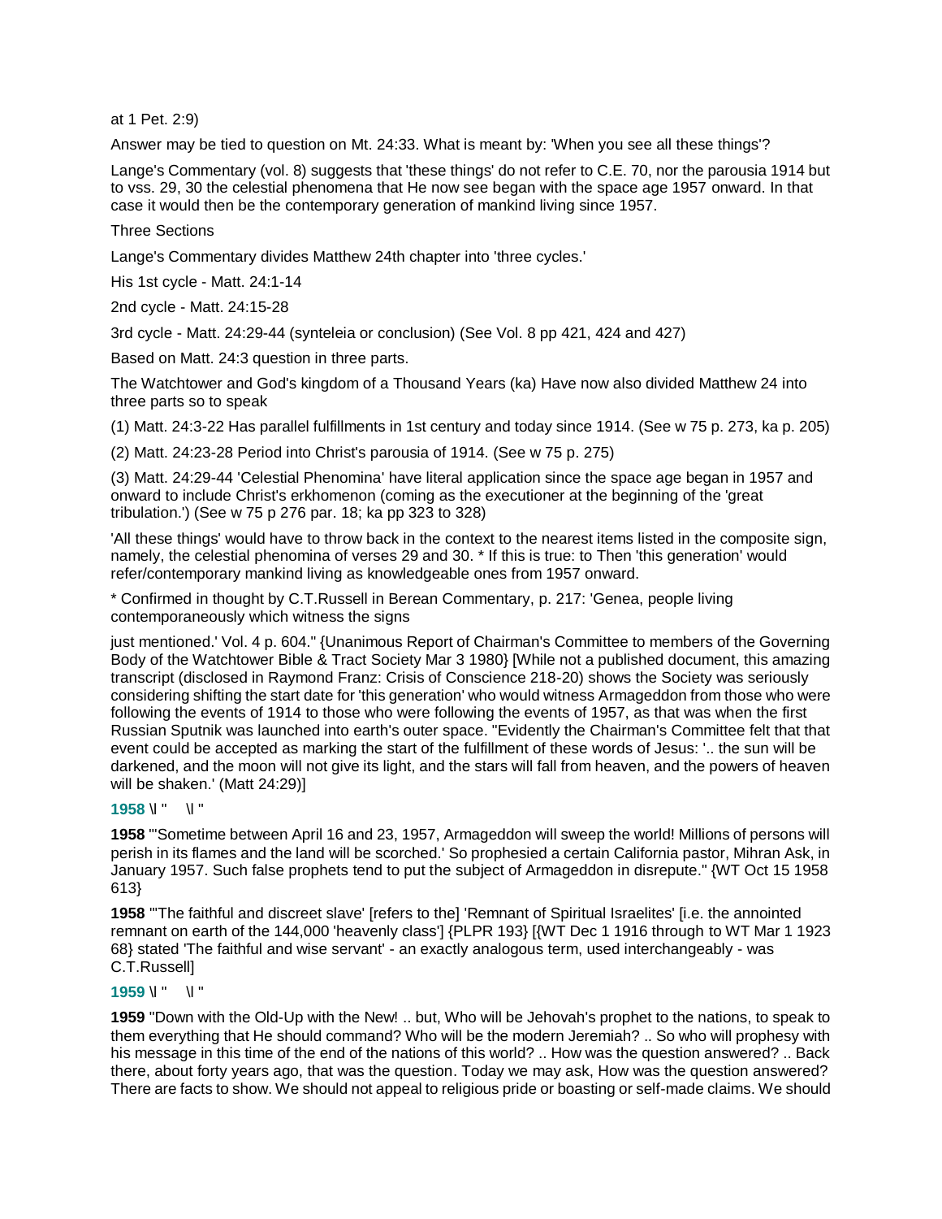at 1 Pet. 2:9)

Answer may be tied to question on Mt. 24:33. What is meant by: 'When you see all these things'?

Lange's Commentary (vol. 8) suggests that 'these things' do not refer to C.E. 70, nor the parousia 1914 but to vss. 29, 30 the celestial phenomena that He now see began with the space age 1957 onward. In that case it would then be the contemporary generation of mankind living since 1957.

Three Sections

Lange's Commentary divides Matthew 24th chapter into 'three cycles.'

His 1st cycle - Matt. 24:1-14

2nd cycle - Matt. 24:15-28

3rd cycle - Matt. 24:29-44 (synteleia or conclusion) (See Vol. 8 pp 421, 424 and 427)

Based on Matt. 24:3 question in three parts.

The Watchtower and God's kingdom of a Thousand Years (ka) Have now also divided Matthew 24 into three parts so to speak

(1) Matt. 24:3-22 Has parallel fulfillments in 1st century and today since 1914. (See w 75 p. 273, ka p. 205)

(2) Matt. 24:23-28 Period into Christ's parousia of 1914. (See w 75 p. 275)

(3) Matt. 24:29-44 'Celestial Phenomina' have literal application since the space age began in 1957 and onward to include Christ's erkhomenon (coming as the executioner at the beginning of the 'great tribulation.') (See w 75 p 276 par. 18; ka pp 323 to 328)

'All these things' would have to throw back in the context to the nearest items listed in the composite sign, namely, the celestial phenomina of verses 29 and 30. * If this is true: to Then 'this generation' would refer/contemporary mankind living as knowledgeable ones from 1957 onward.

* Confirmed in thought by C.T.Russell in Berean Commentary, p. 217: 'Genea, people living contemporaneously which witness the signs

just mentioned.' Vol. 4 p. 604." {Unanimous Report of Chairman's Committee to members of the Governing Body of the Watchtower Bible & Tract Society Mar 3 1980} [While not a published document, this amazing transcript (disclosed in Raymond Franz: Crisis of Conscience 218-20) shows the Society was seriously considering shifting the start date for 'this generation' who would witness Armageddon from those who were following the events of 1914 to those who were following the events of 1957, as that was when the first Russian Sputnik was launched into earth's outer space. "Evidently the Chairman's Committee felt that that event could be accepted as marking the start of the fulfillment of these words of Jesus: '.. the sun will be darkened, and the moon will not give its light, and the stars will fall from heaven, and the powers of heaven will be shaken.' (Matt 24:29)]

**1958** \l " \l "

**1958** "'Sometime between April 16 and 23, 1957, Armageddon will sweep the world! Millions of persons will perish in its flames and the land will be scorched.' So prophesied a certain California pastor, Mihran Ask, in January 1957. Such false prophets tend to put the subject of Armageddon in disrepute." {WT Oct 15 1958 613}

**1958** "'The faithful and discreet slave' [refers to the] 'Remnant of Spiritual Israelites' [i.e. the annointed remnant on earth of the 144,000 'heavenly class'] {PLPR 193} [{WT Dec 1 1916 through to WT Mar 1 1923 68} stated 'The faithful and wise servant' - an exactly analogous term, used interchangeably - was C.T.Russell]

**1959** \l " \l "

**1959** "Down with the Old-Up with the New! .. but, Who will be Jehovah's prophet to the nations, to speak to them everything that He should command? Who will be the modern Jeremiah? .. So who will prophesy with his message in this time of the end of the nations of this world? .. How was the question answered? .. Back there, about forty years ago, that was the question. Today we may ask, How was the question answered? There are facts to show. We should not appeal to religious pride or boasting or self-made claims. We should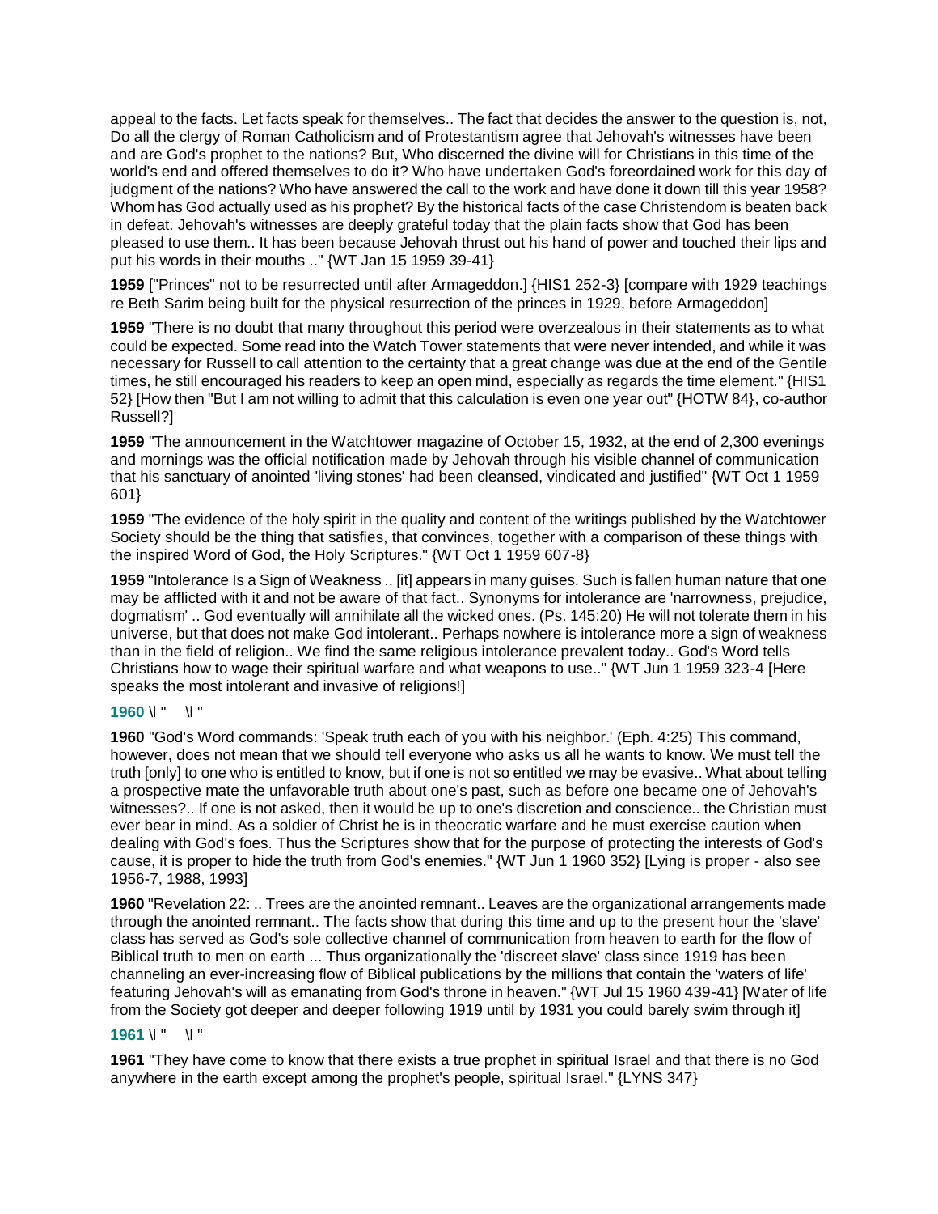appeal to the facts. Let facts speak for themselves.. The fact that decides the answer to the question is, not, Do all the clergy of Roman Catholicism and of Protestantism agree that Jehovah's witnesses have been and are God's prophet to the nations? But, Who discerned the divine will for Christians in this time of the world's end and offered themselves to do it? Who have undertaken God's foreordained work for this day of judgment of the nations? Who have answered the call to the work and have done it down till this year 1958? Whom has God actually used as his prophet? By the historical facts of the case Christendom is beaten back in defeat. Jehovah's witnesses are deeply grateful today that the plain facts show that God has been pleased to use them.. It has been because Jehovah thrust out his hand of power and touched their lips and put his words in their mouths .." {WT Jan 15 1959 39-41}

**1959** ["Princes" not to be resurrected until after Armageddon.] {HIS1 252-3} [compare with 1929 teachings re Beth Sarim being built for the physical resurrection of the princes in 1929, before Armageddon]

**1959** "There is no doubt that many throughout this period were overzealous in their statements as to what could be expected. Some read into the Watch Tower statements that were never intended, and while it was necessary for Russell to call attention to the certainty that a great change was due at the end of the Gentile times, he still encouraged his readers to keep an open mind, especially as regards the time element." {HIS1 52} [How then "But I am not willing to admit that this calculation is even one year out" {HOTW 84}, co-author Russell?]

**1959** "The announcement in the Watchtower magazine of October 15, 1932, at the end of 2,300 evenings and mornings was the official notification made by Jehovah through his visible channel of communication that his sanctuary of anointed 'living stones' had been cleansed, vindicated and justified" {WT Oct 1 1959 601}

**1959** "The evidence of the holy spirit in the quality and content of the writings published by the Watchtower Society should be the thing that satisfies, that convinces, together with a comparison of these things with the inspired Word of God, the Holy Scriptures." {WT Oct 1 1959 607-8}

**1959** "Intolerance Is a Sign of Weakness .. [it] appears in many guises. Such is fallen human nature that one may be afflicted with it and not be aware of that fact.. Synonyms for intolerance are 'narrowness, prejudice, dogmatism' .. God eventually will annihilate all the wicked ones. (Ps. 145:20) He will not tolerate them in his universe, but that does not make God intolerant.. Perhaps nowhere is intolerance more a sign of weakness than in the field of religion.. We find the same religious intolerance prevalent today.. God's Word tells Christians how to wage their spiritual warfare and what weapons to use.." {WT Jun 1 1959 323-4 [Here speaks the most intolerant and invasive of religions!]

**1960** \l " \l "

**1960** "God's Word commands: 'Speak truth each of you with his neighbor.' (Eph. 4:25) This command, however, does not mean that we should tell everyone who asks us all he wants to know. We must tell the truth [only] to one who is entitled to know, but if one is not so entitled we may be evasive.. What about telling a prospective mate the unfavorable truth about one's past, such as before one became one of Jehovah's witnesses?.. If one is not asked, then it would be up to one's discretion and conscience.. the Christian must ever bear in mind. As a soldier of Christ he is in theocratic warfare and he must exercise caution when dealing with God's foes. Thus the Scriptures show that for the purpose of protecting the interests of God's cause, it is proper to hide the truth from God's enemies." {WT Jun 1 1960 352} [Lying is proper - also see 1956-7, 1988, 1993]

**1960** "Revelation 22: .. Trees are the anointed remnant.. Leaves are the organizational arrangements made through the anointed remnant.. The facts show that during this time and up to the present hour the 'slave' class has served as God's sole collective channel of communication from heaven to earth for the flow of Biblical truth to men on earth ... Thus organizationally the 'discreet slave' class since 1919 has been channeling an ever-increasing flow of Biblical publications by the millions that contain the 'waters of life' featuring Jehovah's will as emanating from God's throne in heaven." {WT Jul 15 1960 439-41} [Water of life from the Society got deeper and deeper following 1919 until by 1931 you could barely swim through it]

**1961** \l " \l "

**1961** "They have come to know that there exists a true prophet in spiritual Israel and that there is no God anywhere in the earth except among the prophet's people, spiritual Israel." {LYNS 347}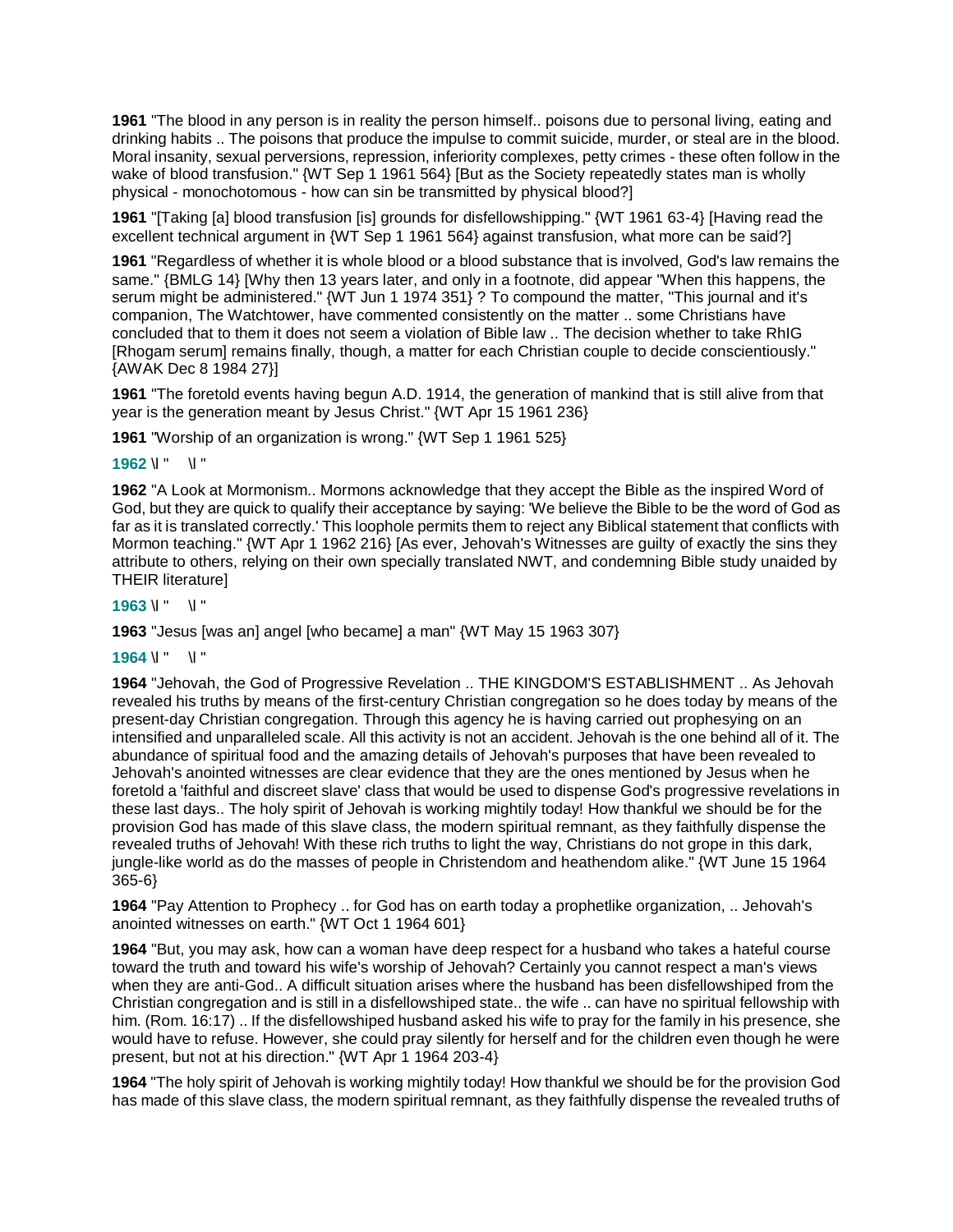**1961** "The blood in any person is in reality the person himself.. poisons due to personal living, eating and drinking habits .. The poisons that produce the impulse to commit suicide, murder, or steal are in the blood. Moral insanity, sexual perversions, repression, inferiority complexes, petty crimes - these often follow in the wake of blood transfusion." {WT Sep 1 1961 564} [But as the Society repeatedly states man is wholly physical - monochotomous - how can sin be transmitted by physical blood?]

**1961** "[Taking [a] blood transfusion [is] grounds for disfellowshipping." {WT 1961 63-4} [Having read the excellent technical argument in {WT Sep 1 1961 564} against transfusion, what more can be said?]

**1961** "Regardless of whether it is whole blood or a blood substance that is involved, God's law remains the same." {BMLG 14} [Why then 13 years later, and only in a footnote, did appear "When this happens, the serum might be administered." {WT Jun 1 1974 351} ? To compound the matter, "This journal and it's companion, The Watchtower, have commented consistently on the matter .. some Christians have concluded that to them it does not seem a violation of Bible law .. The decision whether to take RhIG [Rhogam serum] remains finally, though, a matter for each Christian couple to decide conscientiously." {AWAK Dec 8 1984 27}]

**1961** "The foretold events having begun A.D. 1914, the generation of mankind that is still alive from that year is the generation meant by Jesus Christ." {WT Apr 15 1961 236}

**1961** "Worship of an organization is wrong." {WT Sep 1 1961 525}

**1962** \l " \l "

**1962** "A Look at Mormonism.. Mormons acknowledge that they accept the Bible as the inspired Word of God, but they are quick to qualify their acceptance by saying: 'We believe the Bible to be the word of God as far as it is translated correctly.' This loophole permits them to reject any Biblical statement that conflicts with Mormon teaching." {WT Apr 1 1962 216} [As ever, Jehovah's Witnesses are guilty of exactly the sins they attribute to others, relying on their own specially translated NWT, and condemning Bible study unaided by THEIR literature]

**1963** \l " \l "

**1963** "Jesus [was an] angel [who became] a man" {WT May 15 1963 307}

**1964** \l " \l "

**1964** "Jehovah, the God of Progressive Revelation .. THE KINGDOM'S ESTABLISHMENT .. As Jehovah revealed his truths by means of the first-century Christian congregation so he does today by means of the present-day Christian congregation. Through this agency he is having carried out prophesying on an intensified and unparalleled scale. All this activity is not an accident. Jehovah is the one behind all of it. The abundance of spiritual food and the amazing details of Jehovah's purposes that have been revealed to Jehovah's anointed witnesses are clear evidence that they are the ones mentioned by Jesus when he foretold a 'faithful and discreet slave' class that would be used to dispense God's progressive revelations in these last days.. The holy spirit of Jehovah is working mightily today! How thankful we should be for the provision God has made of this slave class, the modern spiritual remnant, as they faithfully dispense the revealed truths of Jehovah! With these rich truths to light the way, Christians do not grope in this dark, jungle-like world as do the masses of people in Christendom and heathendom alike." {WT June 15 1964 365-6}

**1964** "Pay Attention to Prophecy .. for God has on earth today a prophetlike organization, .. Jehovah's anointed witnesses on earth." {WT Oct 1 1964 601}

**1964** "But, you may ask, how can a woman have deep respect for a husband who takes a hateful course toward the truth and toward his wife's worship of Jehovah? Certainly you cannot respect a man's views when they are anti-God.. A difficult situation arises where the husband has been disfellowshiped from the Christian congregation and is still in a disfellowshiped state.. the wife .. can have no spiritual fellowship with him. (Rom. 16:17) .. If the disfellowshiped husband asked his wife to pray for the family in his presence, she would have to refuse. However, she could pray silently for herself and for the children even though he were present, but not at his direction." {WT Apr 1 1964 203-4}

**1964** "The holy spirit of Jehovah is working mightily today! How thankful we should be for the provision God has made of this slave class, the modern spiritual remnant, as they faithfully dispense the revealed truths of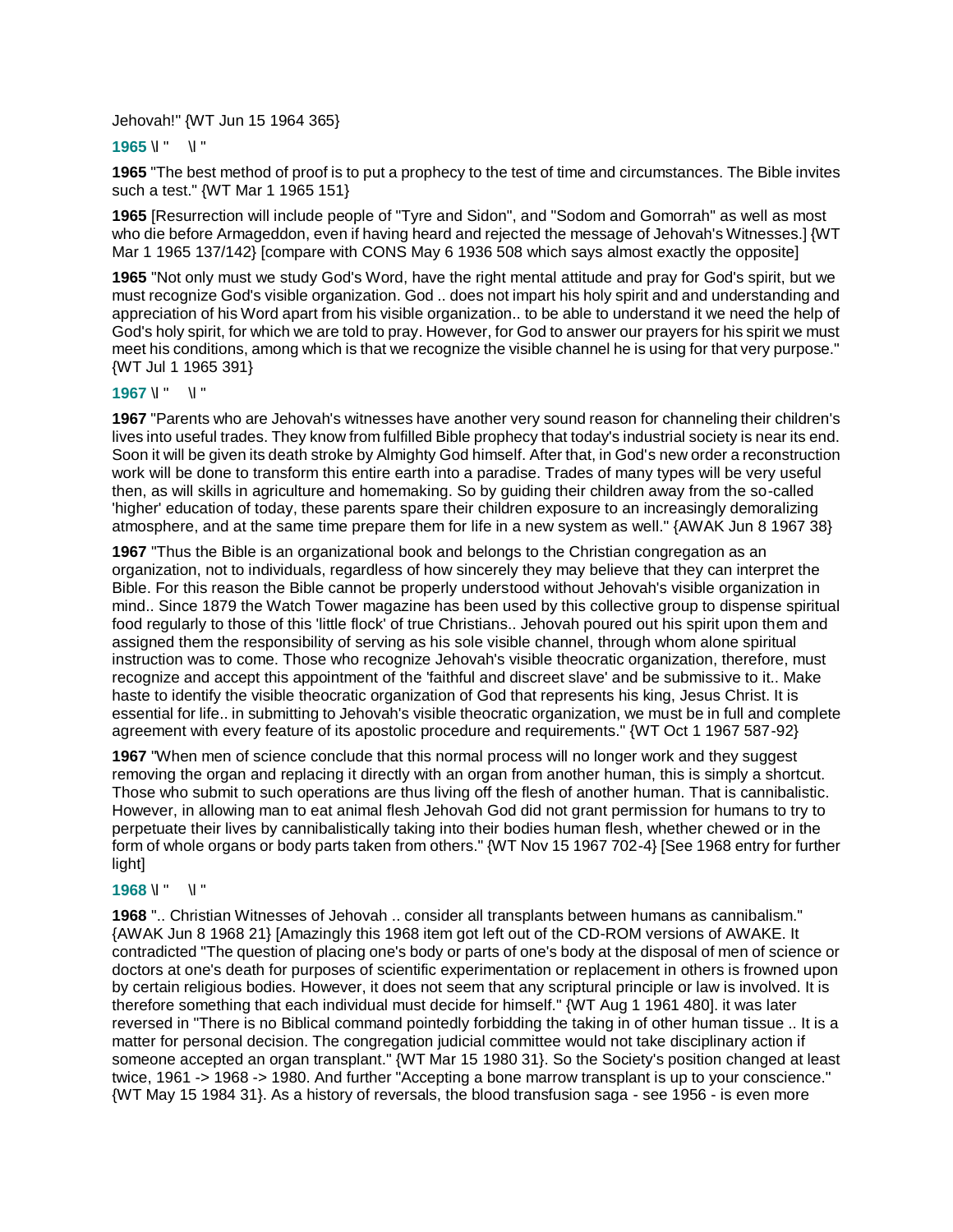Jehovah!" {WT Jun 15 1964 365}

**1965** \l "    \l "

**1965** "The best method of proof is to put a prophecy to the test of time and circumstances. The Bible invites such a test." {WT Mar 1 1965 151}

**1965** [Resurrection will include people of "Tyre and Sidon", and "Sodom and Gomorrah" as well as most who die before Armageddon, even if having heard and rejected the message of Jehovah's Witnesses.] {WT Mar 1 1965 137/142} [compare with CONS May 6 1936 508 which says almost exactly the opposite]

**1965** "Not only must we study God's Word, have the right mental attitude and pray for God's spirit, but we must recognize God's visible organization. God .. does not impart his holy spirit and and understanding and appreciation of his Word apart from his visible organization.. to be able to understand it we need the help of God's holy spirit, for which we are told to pray. However, for God to answer our prayers for his spirit we must meet his conditions, among which is that we recognize the visible channel he is using for that very purpose." {WT Jul 1 1965 391}

**1967** \l "    \l "

**1967** "Parents who are Jehovah's witnesses have another very sound reason for channeling their children's lives into useful trades. They know from fulfilled Bible prophecy that today's industrial society is near its end. Soon it will be given its death stroke by Almighty God himself. After that, in God's new order a reconstruction work will be done to transform this entire earth into a paradise. Trades of many types will be very useful then, as will skills in agriculture and homemaking. So by guiding their children away from the so-called 'higher' education of today, these parents spare their children exposure to an increasingly demoralizing atmosphere, and at the same time prepare them for life in a new system as well." {AWAK Jun 8 1967 38}

**1967** "Thus the Bible is an organizational book and belongs to the Christian congregation as an organization, not to individuals, regardless of how sincerely they may believe that they can interpret the Bible. For this reason the Bible cannot be properly understood without Jehovah's visible organization in mind.. Since 1879 the Watch Tower magazine has been used by this collective group to dispense spiritual food regularly to those of this 'little flock' of true Christians.. Jehovah poured out his spirit upon them and assigned them the responsibility of serving as his sole visible channel, through whom alone spiritual instruction was to come. Those who recognize Jehovah's visible theocratic organization, therefore, must recognize and accept this appointment of the 'faithful and discreet slave' and be submissive to it.. Make haste to identify the visible theocratic organization of God that represents his king, Jesus Christ. It is essential for life.. in submitting to Jehovah's visible theocratic organization, we must be in full and complete agreement with every feature of its apostolic procedure and requirements." {WT Oct 1 1967 587-92}

**1967** "When men of science conclude that this normal process will no longer work and they suggest removing the organ and replacing it directly with an organ from another human, this is simply a shortcut. Those who submit to such operations are thus living off the flesh of another human. That is cannibalistic. However, in allowing man to eat animal flesh Jehovah God did not grant permission for humans to try to perpetuate their lives by cannibalistically taking into their bodies human flesh, whether chewed or in the form of whole organs or body parts taken from others." {WT Nov 15 1967 702-4} [See 1968 entry for further light]

**1968** \l "    \l "

**1968** ".. Christian Witnesses of Jehovah .. consider all transplants between humans as cannibalism." {AWAK Jun 8 1968 21} [Amazingly this 1968 item got left out of the CD-ROM versions of AWAKE. It contradicted "The question of placing one's body or parts of one's body at the disposal of men of science or doctors at one's death for purposes of scientific experimentation or replacement in others is frowned upon by certain religious bodies. However, it does not seem that any scriptural principle or law is involved. It is therefore something that each individual must decide for himself." {WT Aug 1 1961 480]. it was later reversed in "There is no Biblical command pointedly forbidding the taking in of other human tissue .. It is a matter for personal decision. The congregation judicial committee would not take disciplinary action if someone accepted an organ transplant." {WT Mar 15 1980 31}. So the Society's position changed at least twice, 1961 -> 1968 -> 1980. And further "Accepting a bone marrow transplant is up to your conscience." {WT May 15 1984 31}. As a history of reversals, the blood transfusion saga - see 1956 - is even more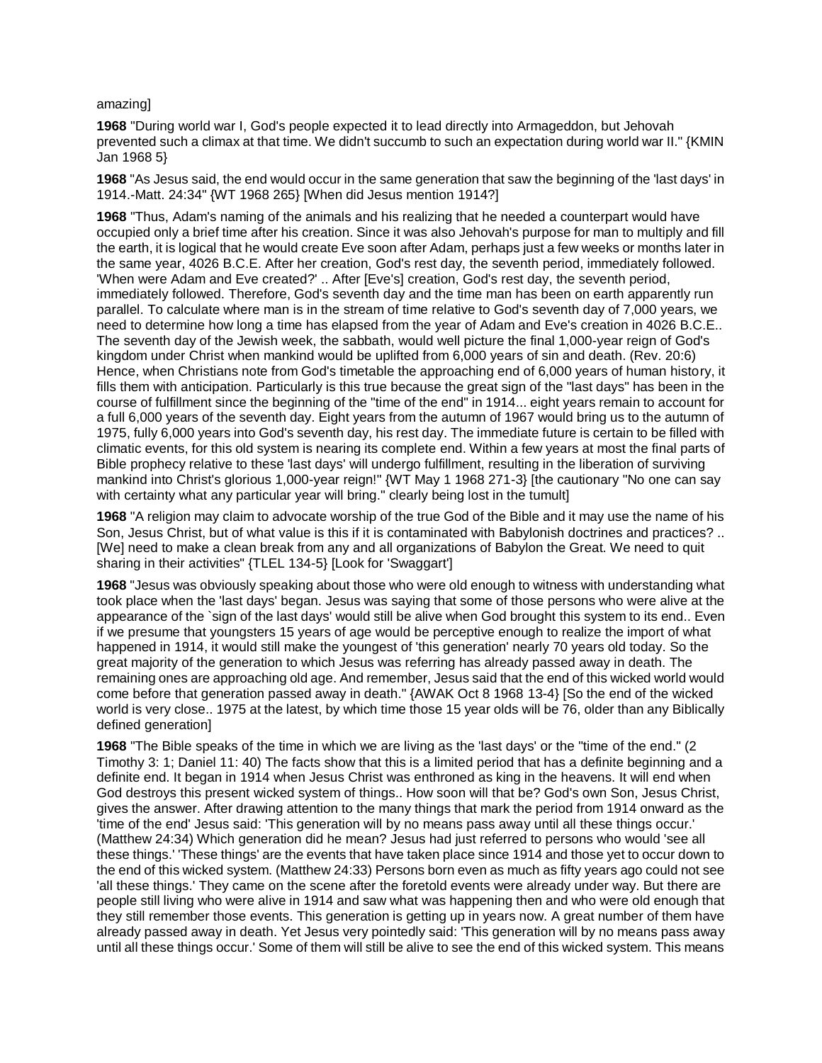amazing]

**1968** "During world war I, God's people expected it to lead directly into Armageddon, but Jehovah prevented such a climax at that time. We didn't succumb to such an expectation during world war II." {KMIN Jan 1968 5}

**1968** "As Jesus said, the end would occur in the same generation that saw the beginning of the 'last days' in 1914.-Matt. 24:34" {WT 1968 265} [When did Jesus mention 1914?]

**1968** "Thus, Adam's naming of the animals and his realizing that he needed a counterpart would have occupied only a brief time after his creation. Since it was also Jehovah's purpose for man to multiply and fill the earth, it is logical that he would create Eve soon after Adam, perhaps just a few weeks or months later in the same year, 4026 B.C.E. After her creation, God's rest day, the seventh period, immediately followed. 'When were Adam and Eve created?' .. After [Eve's] creation, God's rest day, the seventh period, immediately followed. Therefore, God's seventh day and the time man has been on earth apparently run parallel. To calculate where man is in the stream of time relative to God's seventh day of 7,000 years, we need to determine how long a time has elapsed from the year of Adam and Eve's creation in 4026 B.C.E.. The seventh day of the Jewish week, the sabbath, would well picture the final 1,000-year reign of God's kingdom under Christ when mankind would be uplifted from 6,000 years of sin and death. (Rev. 20:6) Hence, when Christians note from God's timetable the approaching end of 6,000 years of human history, it fills them with anticipation. Particularly is this true because the great sign of the "last days" has been in the course of fulfillment since the beginning of the "time of the end" in 1914... eight years remain to account for a full 6,000 years of the seventh day. Eight years from the autumn of 1967 would bring us to the autumn of 1975, fully 6,000 years into God's seventh day, his rest day. The immediate future is certain to be filled with climatic events, for this old system is nearing its complete end. Within a few years at most the final parts of Bible prophecy relative to these 'last days' will undergo fulfillment, resulting in the liberation of surviving mankind into Christ's glorious 1,000-year reign!" {WT May 1 1968 271-3} [the cautionary "No one can say with certainty what any particular year will bring." clearly being lost in the tumult]

**1968** "A religion may claim to advocate worship of the true God of the Bible and it may use the name of his Son, Jesus Christ, but of what value is this if it is contaminated with Babylonish doctrines and practices? .. [We] need to make a clean break from any and all organizations of Babylon the Great. We need to quit sharing in their activities" {TLEL 134-5} [Look for 'Swaggart']

**1968** "Jesus was obviously speaking about those who were old enough to witness with understanding what took place when the 'last days' began. Jesus was saying that some of those persons who were alive at the appearance of the `sign of the last days' would still be alive when God brought this system to its end.. Even if we presume that youngsters 15 years of age would be perceptive enough to realize the import of what happened in 1914, it would still make the youngest of 'this generation' nearly 70 years old today. So the great majority of the generation to which Jesus was referring has already passed away in death. The remaining ones are approaching old age. And remember, Jesus said that the end of this wicked world would come before that generation passed away in death." {AWAK Oct 8 1968 13-4} [So the end of the wicked world is very close.. 1975 at the latest, by which time those 15 year olds will be 76, older than any Biblically defined generation]

**1968** "The Bible speaks of the time in which we are living as the 'last days' or the "time of the end." (2 Timothy 3: 1; Daniel 11: 40) The facts show that this is a limited period that has a definite beginning and a definite end. It began in 1914 when Jesus Christ was enthroned as king in the heavens. It will end when God destroys this present wicked system of things.. How soon will that be? God's own Son, Jesus Christ, gives the answer. After drawing attention to the many things that mark the period from 1914 onward as the 'time of the end' Jesus said: 'This generation will by no means pass away until all these things occur.' (Matthew 24:34) Which generation did he mean? Jesus had just referred to persons who would 'see all these things.' 'These things' are the events that have taken place since 1914 and those yet to occur down to the end of this wicked system. (Matthew 24:33) Persons born even as much as fifty years ago could not see 'all these things.' They came on the scene after the foretold events were already under way. But there are people still living who were alive in 1914 and saw what was happening then and who were old enough that they still remember those events. This generation is getting up in years now. A great number of them have already passed away in death. Yet Jesus very pointedly said: 'This generation will by no means pass away until all these things occur.' Some of them will still be alive to see the end of this wicked system. This means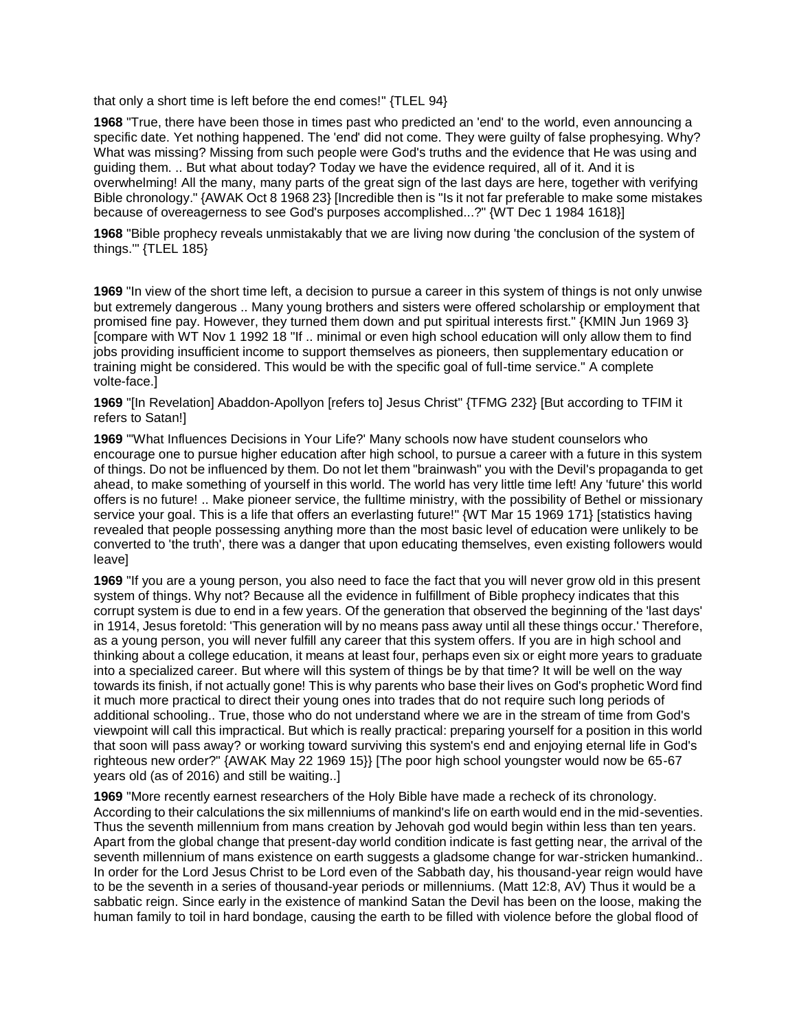that only a short time is left before the end comes!" {TLEL 94}

**1968** "True, there have been those in times past who predicted an 'end' to the world, even announcing a specific date. Yet nothing happened. The 'end' did not come. They were guilty of false prophesying. Why? What was missing? Missing from such people were God's truths and the evidence that He was using and guiding them. .. But what about today? Today we have the evidence required, all of it. And it is overwhelming! All the many, many parts of the great sign of the last days are here, together with verifying Bible chronology." {AWAK Oct 8 1968 23} [Incredible then is "Is it not far preferable to make some mistakes because of overeagerness to see God's purposes accomplished...?" {WT Dec 1 1984 1618}]

**1968** "Bible prophecy reveals unmistakably that we are living now during 'the conclusion of the system of things.'" {TLEL 185}

**1969** "In view of the short time left, a decision to pursue a career in this system of things is not only unwise but extremely dangerous .. Many young brothers and sisters were offered scholarship or employment that promised fine pay. However, they turned them down and put spiritual interests first." {KMIN Jun 1969 3} [compare with WT Nov 1 1992 18 "If .. minimal or even high school education will only allow them to find jobs providing insufficient income to support themselves as pioneers, then supplementary education or training might be considered. This would be with the specific goal of full-time service." A complete volte-face.]

**1969** "[In Revelation] Abaddon-Apollyon [refers to] Jesus Christ" {TFMG 232} [But according to TFIM it refers to Satan!]

**1969** "'What Influences Decisions in Your Life?' Many schools now have student counselors who encourage one to pursue higher education after high school, to pursue a career with a future in this system of things. Do not be influenced by them. Do not let them "brainwash" you with the Devil's propaganda to get ahead, to make something of yourself in this world. The world has very little time left! Any 'future' this world offers is no future! .. Make pioneer service, the fulltime ministry, with the possibility of Bethel or missionary service your goal. This is a life that offers an everlasting future!" {WT Mar 15 1969 171} [statistics having revealed that people possessing anything more than the most basic level of education were unlikely to be converted to 'the truth', there was a danger that upon educating themselves, even existing followers would leave]

**1969** "If you are a young person, you also need to face the fact that you will never grow old in this present system of things. Why not? Because all the evidence in fulfillment of Bible prophecy indicates that this corrupt system is due to end in a few years. Of the generation that observed the beginning of the 'last days' in 1914, Jesus foretold: 'This generation will by no means pass away until all these things occur.' Therefore, as a young person, you will never fulfill any career that this system offers. If you are in high school and thinking about a college education, it means at least four, perhaps even six or eight more years to graduate into a specialized career. But where will this system of things be by that time? It will be well on the way towards its finish, if not actually gone! This is why parents who base their lives on God's prophetic Word find it much more practical to direct their young ones into trades that do not require such long periods of additional schooling.. True, those who do not understand where we are in the stream of time from God's viewpoint will call this impractical. But which is really practical: preparing yourself for a position in this world that soon will pass away? or working toward surviving this system's end and enjoying eternal life in God's righteous new order?" {AWAK May 22 1969 15}} [The poor high school youngster would now be 65-67 years old (as of 2016) and still be waiting..]

**1969** "More recently earnest researchers of the Holy Bible have made a recheck of its chronology. According to their calculations the six millenniums of mankind's life on earth would end in the mid-seventies. Thus the seventh millennium from mans creation by Jehovah god would begin within less than ten years. Apart from the global change that present-day world condition indicate is fast getting near, the arrival of the seventh millennium of mans existence on earth suggests a gladsome change for war-stricken humankind.. In order for the Lord Jesus Christ to be Lord even of the Sabbath day, his thousand-year reign would have to be the seventh in a series of thousand-year periods or millenniums. (Matt 12:8, AV) Thus it would be a sabbatic reign. Since early in the existence of mankind Satan the Devil has been on the loose, making the human family to toil in hard bondage, causing the earth to be filled with violence before the global flood of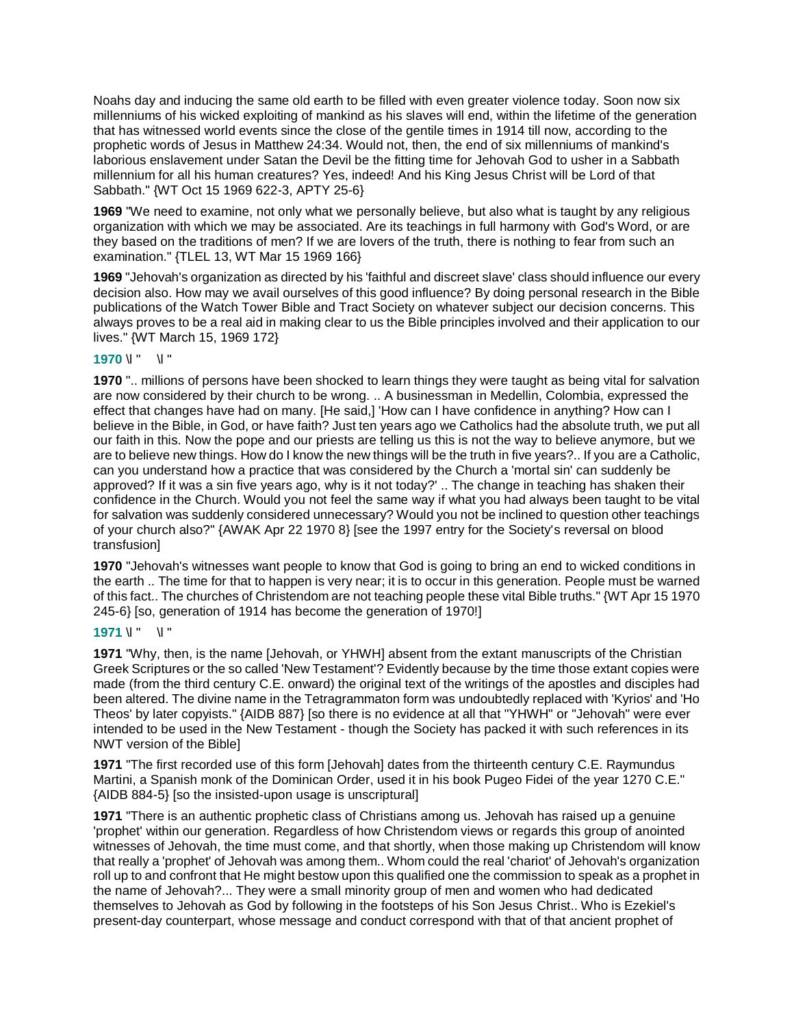Noahs day and inducing the same old earth to be filled with even greater violence today. Soon now six millenniums of his wicked exploiting of mankind as his slaves will end, within the lifetime of the generation that has witnessed world events since the close of the gentile times in 1914 till now, according to the prophetic words of Jesus in Matthew 24:34. Would not, then, the end of six millenniums of mankind's laborious enslavement under Satan the Devil be the fitting time for Jehovah God to usher in a Sabbath millennium for all his human creatures? Yes, indeed! And his King Jesus Christ will be Lord of that Sabbath." {WT Oct 15 1969 622-3, APTY 25-6}

**1969** "We need to examine, not only what we personally believe, but also what is taught by any religious organization with which we may be associated. Are its teachings in full harmony with God's Word, or are they based on the traditions of men? If we are lovers of the truth, there is nothing to fear from such an examination." {TLEL 13, WT Mar 15 1969 166}

**1969** "Jehovah's organization as directed by his 'faithful and discreet slave' class should influence our every decision also. How may we avail ourselves of this good influence? By doing personal research in the Bible publications of the Watch Tower Bible and Tract Society on whatever subject our decision concerns. This always proves to be a real aid in making clear to us the Bible principles involved and their application to our lives." {WT March 15, 1969 172}

**1970** \l " \l "

**1970** ".. millions of persons have been shocked to learn things they were taught as being vital for salvation are now considered by their church to be wrong. .. A businessman in Medellin, Colombia, expressed the effect that changes have had on many. [He said,] 'How can I have confidence in anything? How can I believe in the Bible, in God, or have faith? Just ten years ago we Catholics had the absolute truth, we put all our faith in this. Now the pope and our priests are telling us this is not the way to believe anymore, but we are to believe new things. How do I know the new things will be the truth in five years?.. If you are a Catholic, can you understand how a practice that was considered by the Church a 'mortal sin' can suddenly be approved? If it was a sin five years ago, why is it not today?' .. The change in teaching has shaken their confidence in the Church. Would you not feel the same way if what you had always been taught to be vital for salvation was suddenly considered unnecessary? Would you not be inclined to question other teachings of your church also?" {AWAK Apr 22 1970 8} [see the 1997 entry for the Society's reversal on blood transfusion]

**1970** "Jehovah's witnesses want people to know that God is going to bring an end to wicked conditions in the earth .. The time for that to happen is very near; it is to occur in this generation. People must be warned of this fact.. The churches of Christendom are not teaching people these vital Bible truths." {WT Apr 15 1970 245-6} [so, generation of 1914 has become the generation of 1970!]

**1971** \l " \l "

**1971** "Why, then, is the name [Jehovah, or YHWH] absent from the extant manuscripts of the Christian Greek Scriptures or the so called 'New Testament'? Evidently because by the time those extant copies were made (from the third century C.E. onward) the original text of the writings of the apostles and disciples had been altered. The divine name in the Tetragrammaton form was undoubtedly replaced with 'Kyrios' and 'Ho Theos' by later copyists." {AIDB 887} [so there is no evidence at all that "YHWH" or "Jehovah" were ever intended to be used in the New Testament - though the Society has packed it with such references in its NWT version of the Bible]

**1971** "The first recorded use of this form [Jehovah] dates from the thirteenth century C.E. Raymundus Martini, a Spanish monk of the Dominican Order, used it in his book Pugeo Fidei of the year 1270 C.E." {AIDB 884-5} [so the insisted-upon usage is unscriptural]

**1971** "There is an authentic prophetic class of Christians among us. Jehovah has raised up a genuine 'prophet' within our generation. Regardless of how Christendom views or regards this group of anointed witnesses of Jehovah, the time must come, and that shortly, when those making up Christendom will know that really a 'prophet' of Jehovah was among them.. Whom could the real 'chariot' of Jehovah's organization roll up to and confront that He might bestow upon this qualified one the commission to speak as a prophet in the name of Jehovah?... They were a small minority group of men and women who had dedicated themselves to Jehovah as God by following in the footsteps of his Son Jesus Christ.. Who is Ezekiel's present-day counterpart, whose message and conduct correspond with that of that ancient prophet of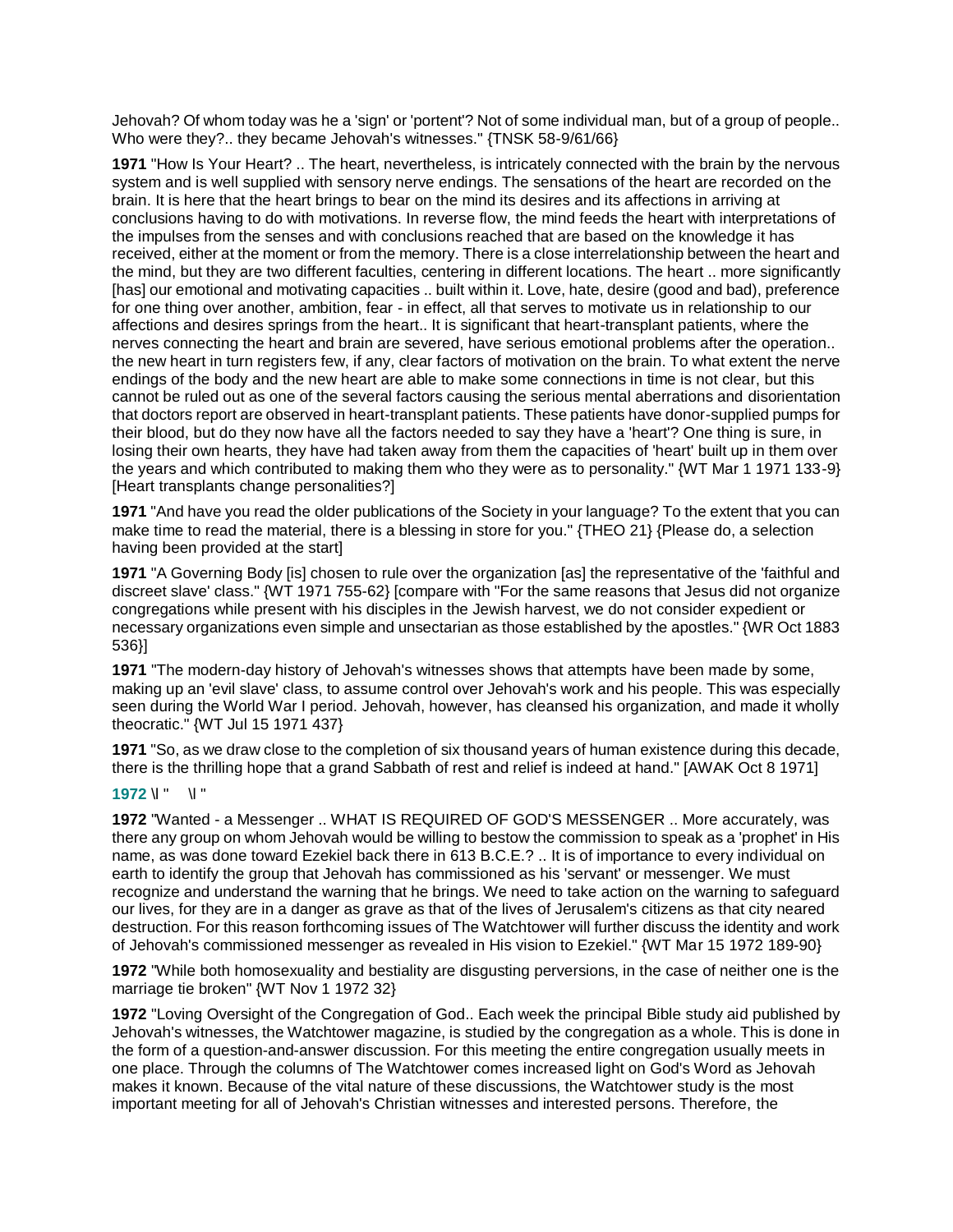Jehovah? Of whom today was he a 'sign' or 'portent'? Not of some individual man, but of a group of people.. Who were they?.. they became Jehovah's witnesses." {TNSK 58-9/61/66}

**1971** "How Is Your Heart? .. The heart, nevertheless, is intricately connected with the brain by the nervous system and is well supplied with sensory nerve endings. The sensations of the heart are recorded on the brain. It is here that the heart brings to bear on the mind its desires and its affections in arriving at conclusions having to do with motivations. In reverse flow, the mind feeds the heart with interpretations of the impulses from the senses and with conclusions reached that are based on the knowledge it has received, either at the moment or from the memory. There is a close interrelationship between the heart and the mind, but they are two different faculties, centering in different locations. The heart .. more significantly [has] our emotional and motivating capacities .. built within it. Love, hate, desire (good and bad), preference for one thing over another, ambition, fear - in effect, all that serves to motivate us in relationship to our affections and desires springs from the heart.. It is significant that heart-transplant patients, where the nerves connecting the heart and brain are severed, have serious emotional problems after the operation.. the new heart in turn registers few, if any, clear factors of motivation on the brain. To what extent the nerve endings of the body and the new heart are able to make some connections in time is not clear, but this cannot be ruled out as one of the several factors causing the serious mental aberrations and disorientation that doctors report are observed in heart-transplant patients. These patients have donor-supplied pumps for their blood, but do they now have all the factors needed to say they have a 'heart'? One thing is sure, in losing their own hearts, they have had taken away from them the capacities of 'heart' built up in them over the years and which contributed to making them who they were as to personality." {WT Mar 1 1971 133-9} [Heart transplants change personalities?]

**1971** "And have you read the older publications of the Society in your language? To the extent that you can make time to read the material, there is a blessing in store for you." {THEO 21} {Please do, a selection having been provided at the start]

**1971** "A Governing Body [is] chosen to rule over the organization [as] the representative of the 'faithful and discreet slave' class." {WT 1971 755-62} [compare with "For the same reasons that Jesus did not organize congregations while present with his disciples in the Jewish harvest, we do not consider expedient or necessary organizations even simple and unsectarian as those established by the apostles." {WR Oct 1883 536}]

**1971** "The modern-day history of Jehovah's witnesses shows that attempts have been made by some, making up an 'evil slave' class, to assume control over Jehovah's work and his people. This was especially seen during the World War I period. Jehovah, however, has cleansed his organization, and made it wholly theocratic." {WT Jul 15 1971 437}

**1971** "So, as we draw close to the completion of six thousand years of human existence during this decade, there is the thrilling hope that a grand Sabbath of rest and relief is indeed at hand." [AWAK Oct 8 1971]

**1972** \l "   \l "

**1972** "Wanted - a Messenger .. WHAT IS REQUIRED OF GOD'S MESSENGER .. More accurately, was there any group on whom Jehovah would be willing to bestow the commission to speak as a 'prophet' in His name, as was done toward Ezekiel back there in 613 B.C.E.? .. It is of importance to every individual on earth to identify the group that Jehovah has commissioned as his 'servant' or messenger. We must recognize and understand the warning that he brings. We need to take action on the warning to safeguard our lives, for they are in a danger as grave as that of the lives of Jerusalem's citizens as that city neared destruction. For this reason forthcoming issues of The Watchtower will further discuss the identity and work of Jehovah's commissioned messenger as revealed in His vision to Ezekiel." {WT Mar 15 1972 189-90}

**1972** "While both homosexuality and bestiality are disgusting perversions, in the case of neither one is the marriage tie broken" {WT Nov 1 1972 32}

**1972** "Loving Oversight of the Congregation of God.. Each week the principal Bible study aid published by Jehovah's witnesses, the Watchtower magazine, is studied by the congregation as a whole. This is done in the form of a question-and-answer discussion. For this meeting the entire congregation usually meets in one place. Through the columns of The Watchtower comes increased light on God's Word as Jehovah makes it known. Because of the vital nature of these discussions, the Watchtower study is the most important meeting for all of Jehovah's Christian witnesses and interested persons. Therefore, the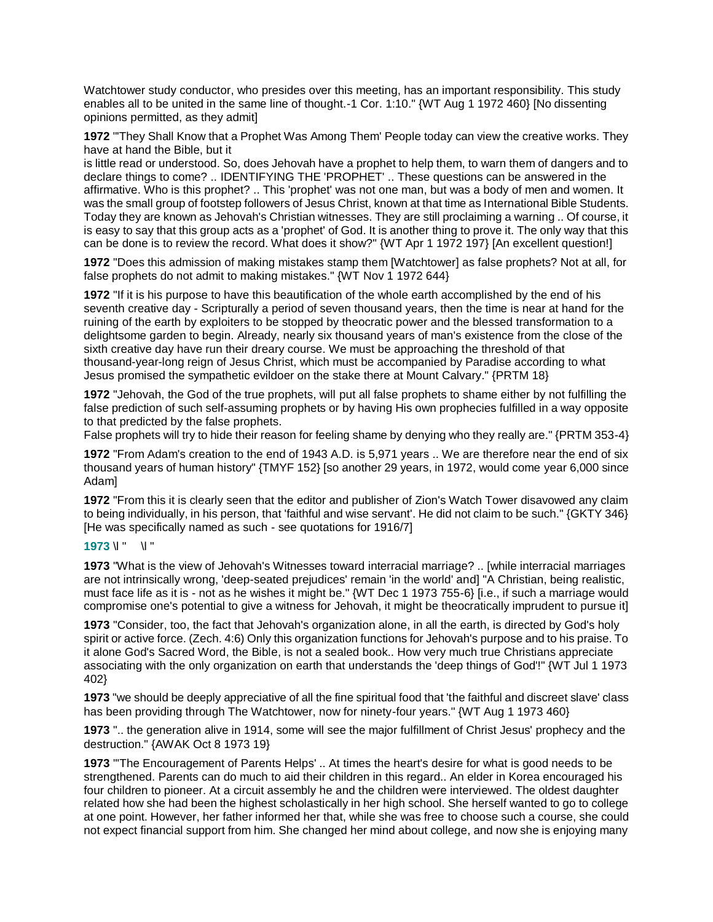Watchtower study conductor, who presides over this meeting, has an important responsibility. This study enables all to be united in the same line of thought.-1 Cor. 1:10." {WT Aug 1 1972 460} [No dissenting opinions permitted, as they admit]

**1972** "'They Shall Know that a Prophet Was Among Them' People today can view the creative works. They have at hand the Bible, but it
is little read or understood. So, does Jehovah have a prophet to help them, to warn them of dangers and to declare things to come? .. IDENTIFYING THE 'PROPHET' .. These questions can be answered in the affirmative. Who is this prophet? .. This 'prophet' was not one man, but was a body of men and women. It was the small group of footstep followers of Jesus Christ, known at that time as International Bible Students. Today they are known as Jehovah's Christian witnesses. They are still proclaiming a warning .. Of course, it is easy to say that this group acts as a 'prophet' of God. It is another thing to prove it. The only way that this can be done is to review the record. What does it show?" {WT Apr 1 1972 197} [An excellent question!]

**1972** "Does this admission of making mistakes stamp them [Watchtower] as false prophets? Not at all, for false prophets do not admit to making mistakes." {WT Nov 1 1972 644}

**1972** "If it is his purpose to have this beautification of the whole earth accomplished by the end of his seventh creative day - Scripturally a period of seven thousand years, then the time is near at hand for the ruining of the earth by exploiters to be stopped by theocratic power and the blessed transformation to a delightsome garden to begin. Already, nearly six thousand years of man's existence from the close of the sixth creative day have run their dreary course. We must be approaching the threshold of that thousand-year-long reign of Jesus Christ, which must be accompanied by Paradise according to what Jesus promised the sympathetic evildoer on the stake there at Mount Calvary." {PRTM 18}

**1972** "Jehovah, the God of the true prophets, will put all false prophets to shame either by not fulfilling the false prediction of such self-assuming prophets or by having His own prophecies fulfilled in a way opposite to that predicted by the false prophets.
False prophets will try to hide their reason for feeling shame by denying who they really are." {PRTM 353-4}

**1972** "From Adam's creation to the end of 1943 A.D. is 5,971 years .. We are therefore near the end of six thousand years of human history" {TMYF 152} [so another 29 years, in 1972, would come year 6,000 since Adam]

**1972** "From this it is clearly seen that the editor and publisher of Zion's Watch Tower disavowed any claim to being individually, in his person, that 'faithful and wise servant'. He did not claim to be such." {GKTY 346} [He was specifically named as such - see quotations for 1916/7]

**1973** \l " \l "

**1973** "What is the view of Jehovah's Witnesses toward interracial marriage? .. [while interracial marriages are not intrinsically wrong, 'deep-seated prejudices' remain 'in the world' and] "A Christian, being realistic, must face life as it is - not as he wishes it might be." {WT Dec 1 1973 755-6} [i.e., if such a marriage would compromise one's potential to give a witness for Jehovah, it might be theocratically imprudent to pursue it]

**1973** "Consider, too, the fact that Jehovah's organization alone, in all the earth, is directed by God's holy spirit or active force. (Zech. 4:6) Only this organization functions for Jehovah's purpose and to his praise. To it alone God's Sacred Word, the Bible, is not a sealed book.. How very much true Christians appreciate associating with the only organization on earth that understands the 'deep things of God'!" {WT Jul 1 1973 402}

**1973** "we should be deeply appreciative of all the fine spiritual food that 'the faithful and discreet slave' class has been providing through The Watchtower, now for ninety-four years." {WT Aug 1 1973 460}

**1973** ".. the generation alive in 1914, some will see the major fulfillment of Christ Jesus' prophecy and the destruction." {AWAK Oct 8 1973 19}

**1973** "'The Encouragement of Parents Helps' .. At times the heart's desire for what is good needs to be strengthened. Parents can do much to aid their children in this regard.. An elder in Korea encouraged his four children to pioneer. At a circuit assembly he and the children were interviewed. The oldest daughter related how she had been the highest scholastically in her high school. She herself wanted to go to college at one point. However, her father informed her that, while she was free to choose such a course, she could not expect financial support from him. She changed her mind about college, and now she is enjoying many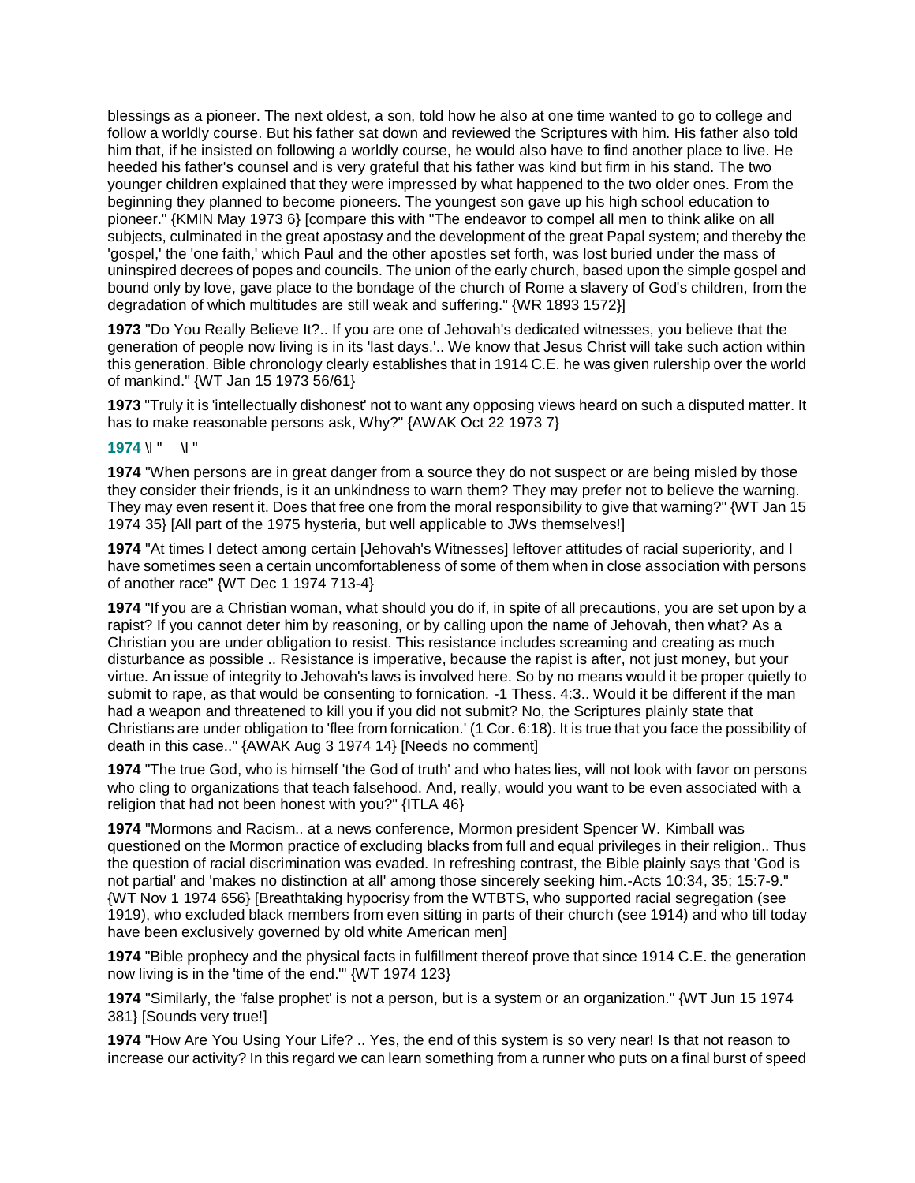blessings as a pioneer. The next oldest, a son, told how he also at one time wanted to go to college and follow a worldly course. But his father sat down and reviewed the Scriptures with him. His father also told him that, if he insisted on following a worldly course, he would also have to find another place to live. He heeded his father's counsel and is very grateful that his father was kind but firm in his stand. The two younger children explained that they were impressed by what happened to the two older ones. From the beginning they planned to become pioneers. The youngest son gave up his high school education to pioneer." {KMIN May 1973 6} [compare this with "The endeavor to compel all men to think alike on all subjects, culminated in the great apostasy and the development of the great Papal system; and thereby the 'gospel,' the 'one faith,' which Paul and the other apostles set forth, was lost buried under the mass of uninspired decrees of popes and councils. The union of the early church, based upon the simple gospel and bound only by love, gave place to the bondage of the church of Rome a slavery of God's children, from the degradation of which multitudes are still weak and suffering." {WR 1893 1572}]

**1973** "Do You Really Believe It?.. If you are one of Jehovah's dedicated witnesses, you believe that the generation of people now living is in its 'last days.'.. We know that Jesus Christ will take such action within this generation. Bible chronology clearly establishes that in 1914 C.E. he was given rulership over the world of mankind." {WT Jan 15 1973 56/61}

**1973** "Truly it is 'intellectually dishonest' not to want any opposing views heard on such a disputed matter. It has to make reasonable persons ask, Why?" {AWAK Oct 22 1973 7}

**1974** \l " \l "

**1974** "When persons are in great danger from a source they do not suspect or are being misled by those they consider their friends, is it an unkindness to warn them? They may prefer not to believe the warning. They may even resent it. Does that free one from the moral responsibility to give that warning?" {WT Jan 15 1974 35} [All part of the 1975 hysteria, but well applicable to JWs themselves!]

**1974** "At times I detect among certain [Jehovah's Witnesses] leftover attitudes of racial superiority, and I have sometimes seen a certain uncomfortableness of some of them when in close association with persons of another race" {WT Dec 1 1974 713-4}

**1974** "If you are a Christian woman, what should you do if, in spite of all precautions, you are set upon by a rapist? If you cannot deter him by reasoning, or by calling upon the name of Jehovah, then what? As a Christian you are under obligation to resist. This resistance includes screaming and creating as much disturbance as possible .. Resistance is imperative, because the rapist is after, not just money, but your virtue. An issue of integrity to Jehovah's laws is involved here. So by no means would it be proper quietly to submit to rape, as that would be consenting to fornication. -1 Thess. 4:3.. Would it be different if the man had a weapon and threatened to kill you if you did not submit? No, the Scriptures plainly state that Christians are under obligation to 'flee from fornication.' (1 Cor. 6:18). It is true that you face the possibility of death in this case.." {AWAK Aug 3 1974 14} [Needs no comment]

**1974** "The true God, who is himself 'the God of truth' and who hates lies, will not look with favor on persons who cling to organizations that teach falsehood. And, really, would you want to be even associated with a religion that had not been honest with you?" {ITLA 46}

**1974** "Mormons and Racism.. at a news conference, Mormon president Spencer W. Kimball was questioned on the Mormon practice of excluding blacks from full and equal privileges in their religion.. Thus the question of racial discrimination was evaded. In refreshing contrast, the Bible plainly says that 'God is not partial' and 'makes no distinction at all' among those sincerely seeking him.-Acts 10:34, 35; 15:7-9." {WT Nov 1 1974 656} [Breathtaking hypocrisy from the WTBTS, who supported racial segregation (see 1919), who excluded black members from even sitting in parts of their church (see 1914) and who till today have been exclusively governed by old white American men]

**1974** "Bible prophecy and the physical facts in fulfillment thereof prove that since 1914 C.E. the generation now living is in the 'time of the end.'" {WT 1974 123}

**1974** "Similarly, the 'false prophet' is not a person, but is a system or an organization." {WT Jun 15 1974 381} [Sounds very true!]

**1974** "How Are You Using Your Life? .. Yes, the end of this system is so very near! Is that not reason to increase our activity? In this regard we can learn something from a runner who puts on a final burst of speed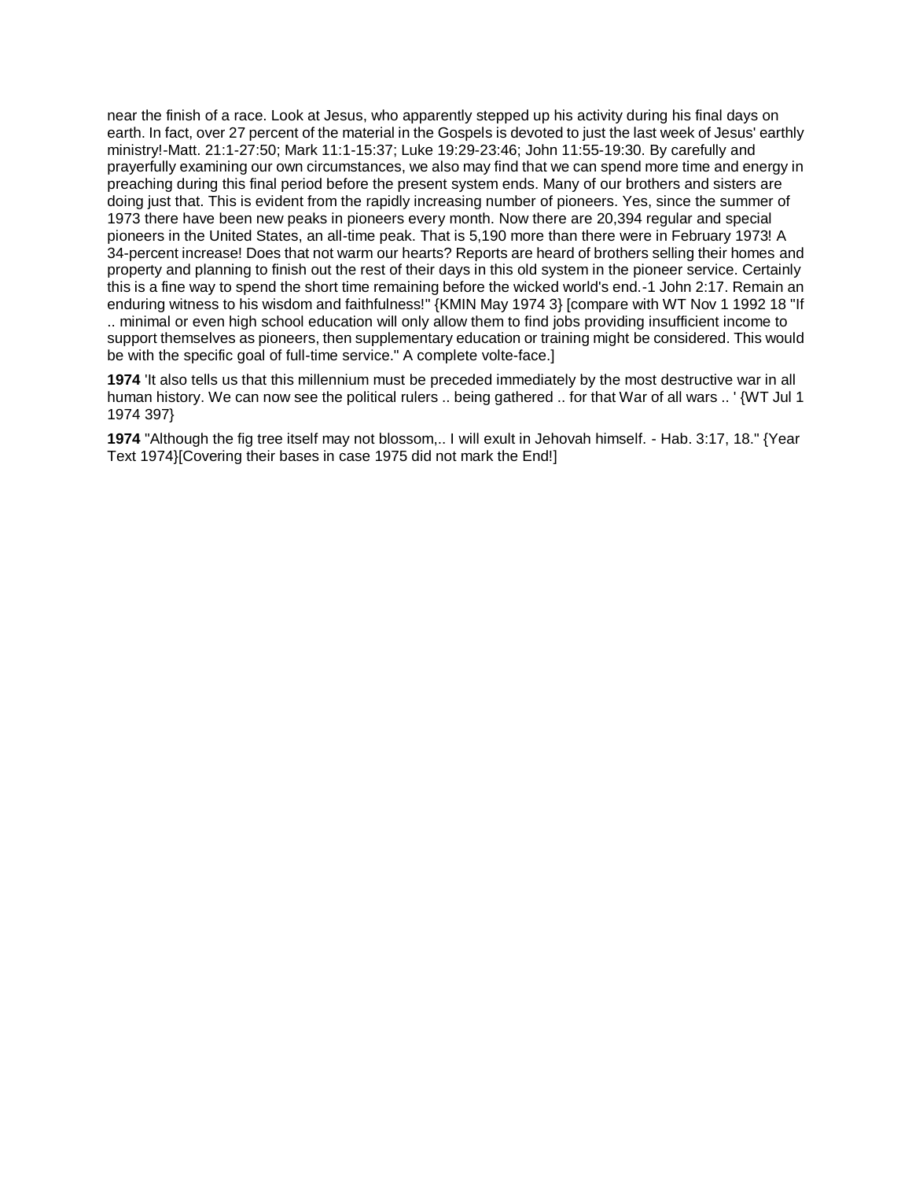near the finish of a race. Look at Jesus, who apparently stepped up his activity during his final days on earth. In fact, over 27 percent of the material in the Gospels is devoted to just the last week of Jesus' earthly ministry!-Matt. 21:1-27:50; Mark 11:1-15:37; Luke 19:29-23:46; John 11:55-19:30. By carefully and prayerfully examining our own circumstances, we also may find that we can spend more time and energy in preaching during this final period before the present system ends. Many of our brothers and sisters are doing just that. This is evident from the rapidly increasing number of pioneers. Yes, since the summer of 1973 there have been new peaks in pioneers every month. Now there are 20,394 regular and special pioneers in the United States, an all-time peak. That is 5,190 more than there were in February 1973! A 34-percent increase! Does that not warm our hearts? Reports are heard of brothers selling their homes and property and planning to finish out the rest of their days in this old system in the pioneer service. Certainly this is a fine way to spend the short time remaining before the wicked world's end.-1 John 2:17. Remain an enduring witness to his wisdom and faithfulness!" {KMIN May 1974 3} [compare with WT Nov 1 1992 18 "If .. minimal or even high school education will only allow them to find jobs providing insufficient income to support themselves as pioneers, then supplementary education or training might be considered. This would be with the specific goal of full-time service." A complete volte-face.]

**1974** 'It also tells us that this millennium must be preceded immediately by the most destructive war in all human history. We can now see the political rulers .. being gathered .. for that War of all wars .. ' {WT Jul 1 1974 397}

**1974** "Although the fig tree itself may not blossom,.. I will exult in Jehovah himself. - Hab. 3:17, 18." {Year Text 1974}[Covering their bases in case 1975 did not mark the End!]